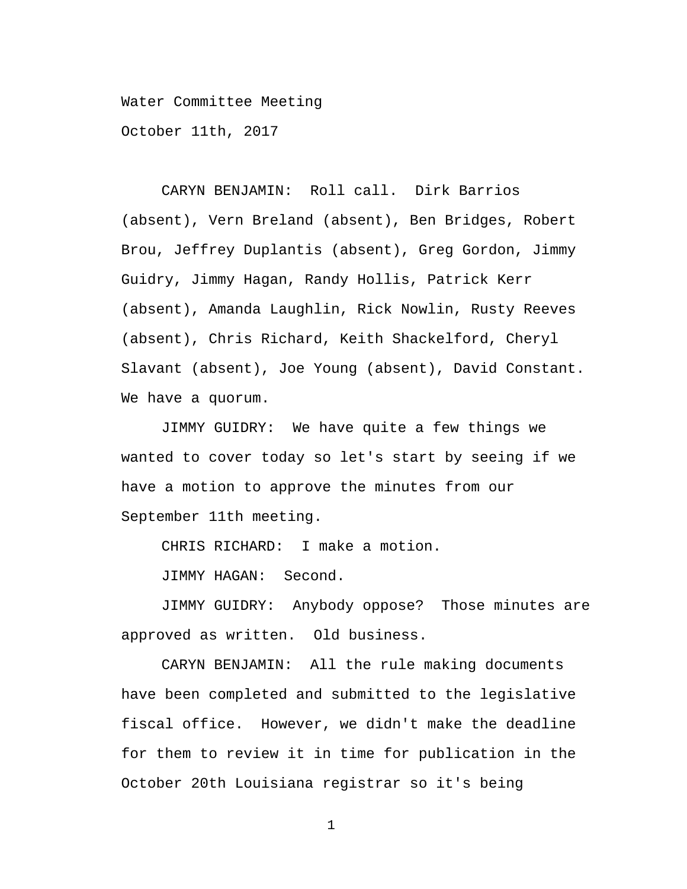Water Committee Meeting

October 11th, 2017

CARYN BENJAMIN: Roll call. Dirk Barrios (absent), Vern Breland (absent), Ben Bridges, Robert Brou, Jeffrey Duplantis (absent), Greg Gordon, Jimmy Guidry, Jimmy Hagan, Randy Hollis, Patrick Kerr (absent), Amanda Laughlin, Rick Nowlin, Rusty Reeves (absent), Chris Richard, Keith Shackelford, Cheryl Slavant (absent), Joe Young (absent), David Constant. We have a quorum.

JIMMY GUIDRY: We have quite a few things we wanted to cover today so let's start by seeing if we have a motion to approve the minutes from our September 11th meeting.

CHRIS RICHARD: I make a motion.

JIMMY HAGAN: Second.

JIMMY GUIDRY: Anybody oppose? Those minutes are approved as written. Old business.

CARYN BENJAMIN: All the rule making documents have been completed and submitted to the legislative fiscal office. However, we didn't make the deadline for them to review it in time for publication in the October 20th Louisiana registrar so it's being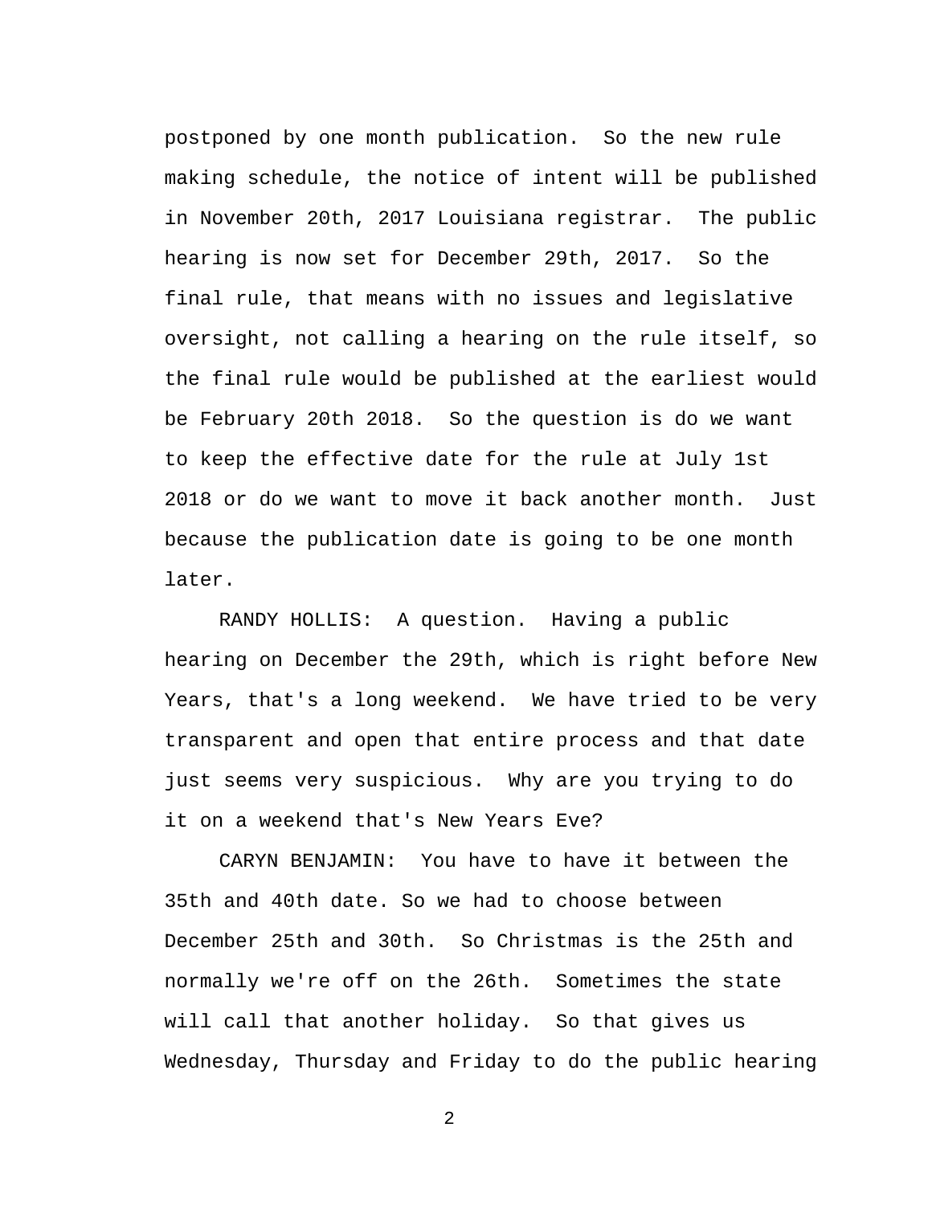postponed by one month publication. So the new rule making schedule, the notice of intent will be published in November 20th, 2017 Louisiana registrar. The public hearing is now set for December 29th, 2017. So the final rule, that means with no issues and legislative oversight, not calling a hearing on the rule itself, so the final rule would be published at the earliest would be February 20th 2018. So the question is do we want to keep the effective date for the rule at July 1st 2018 or do we want to move it back another month. Just because the publication date is going to be one month later.

RANDY HOLLIS: A question. Having a public hearing on December the 29th, which is right before New Years, that's a long weekend. We have tried to be very transparent and open that entire process and that date just seems very suspicious. Why are you trying to do it on a weekend that's New Years Eve?

CARYN BENJAMIN: You have to have it between the 35th and 40th date. So we had to choose between December 25th and 30th. So Christmas is the 25th and normally we're off on the 26th. Sometimes the state will call that another holiday. So that gives us Wednesday, Thursday and Friday to do the public hearing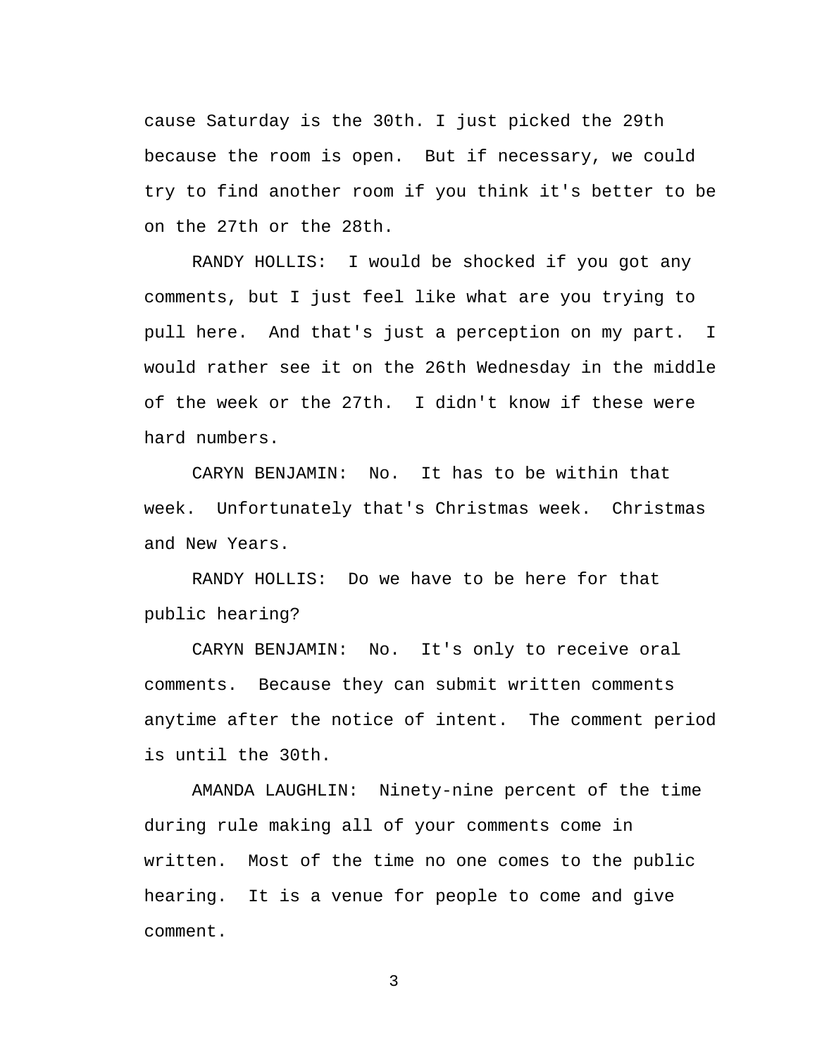cause Saturday is the 30th. I just picked the 29th because the room is open. But if necessary, we could try to find another room if you think it's better to be on the 27th or the 28th.

RANDY HOLLIS: I would be shocked if you got any comments, but I just feel like what are you trying to pull here. And that's just a perception on my part. I would rather see it on the 26th Wednesday in the middle of the week or the 27th. I didn't know if these were hard numbers.

CARYN BENJAMIN: No. It has to be within that week. Unfortunately that's Christmas week. Christmas and New Years.

RANDY HOLLIS: Do we have to be here for that public hearing?

CARYN BENJAMIN: No. It's only to receive oral comments. Because they can submit written comments anytime after the notice of intent. The comment period is until the 30th.

AMANDA LAUGHLIN: Ninety-nine percent of the time during rule making all of your comments come in written. Most of the time no one comes to the public hearing. It is a venue for people to come and give comment.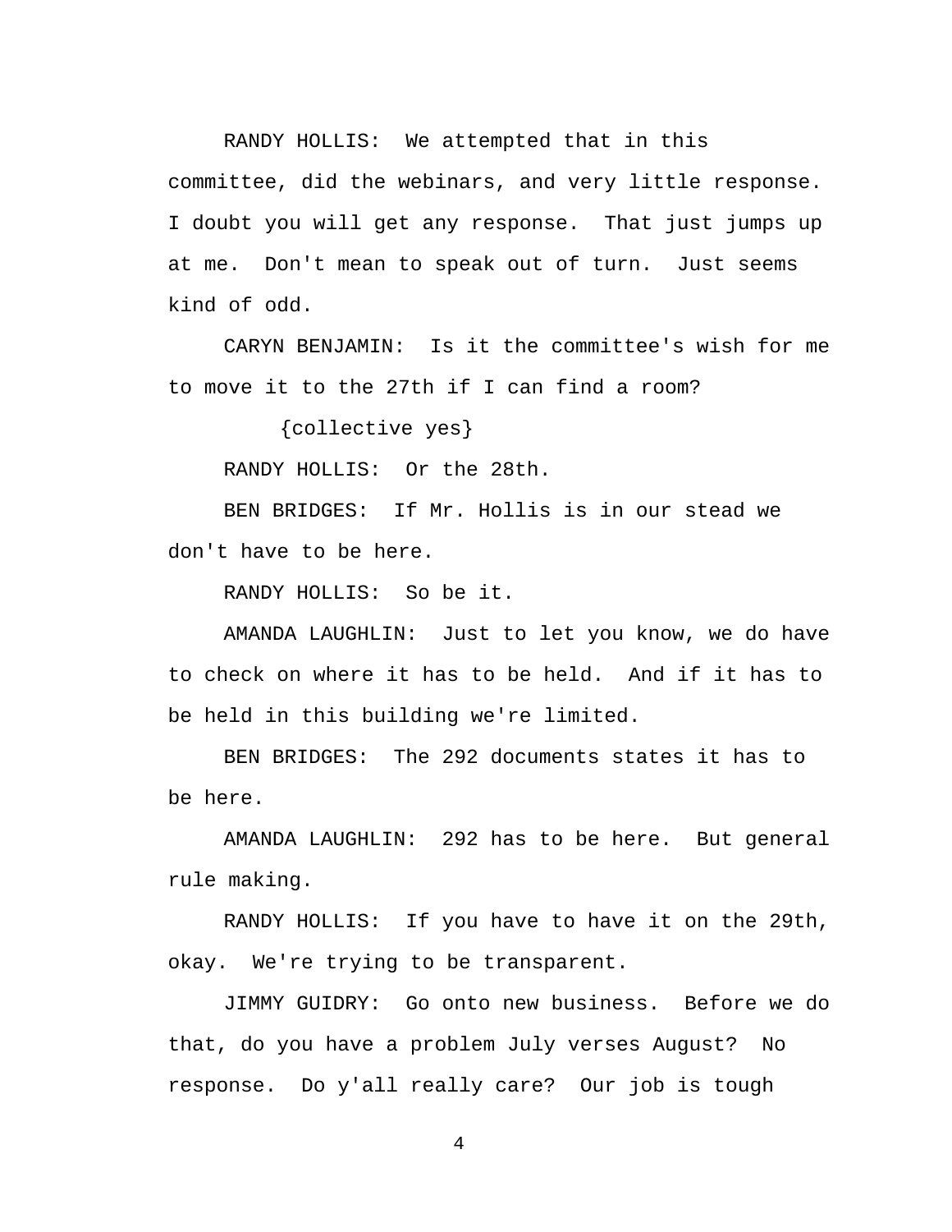RANDY HOLLIS: We attempted that in this committee, did the webinars, and very little response. I doubt you will get any response. That just jumps up at me. Don't mean to speak out of turn. Just seems kind of odd.

CARYN BENJAMIN: Is it the committee's wish for me to move it to the 27th if I can find a room?

{collective yes}

RANDY HOLLIS: Or the 28th.

BEN BRIDGES: If Mr. Hollis is in our stead we don't have to be here.

RANDY HOLLIS: So be it.

AMANDA LAUGHLIN: Just to let you know, we do have to check on where it has to be held. And if it has to be held in this building we're limited.

BEN BRIDGES: The 292 documents states it has to be here.

AMANDA LAUGHLIN: 292 has to be here. But general rule making.

RANDY HOLLIS: If you have to have it on the 29th, okay. We're trying to be transparent.

JIMMY GUIDRY: Go onto new business. Before we do that, do you have a problem July verses August? No response. Do y'all really care? Our job is tough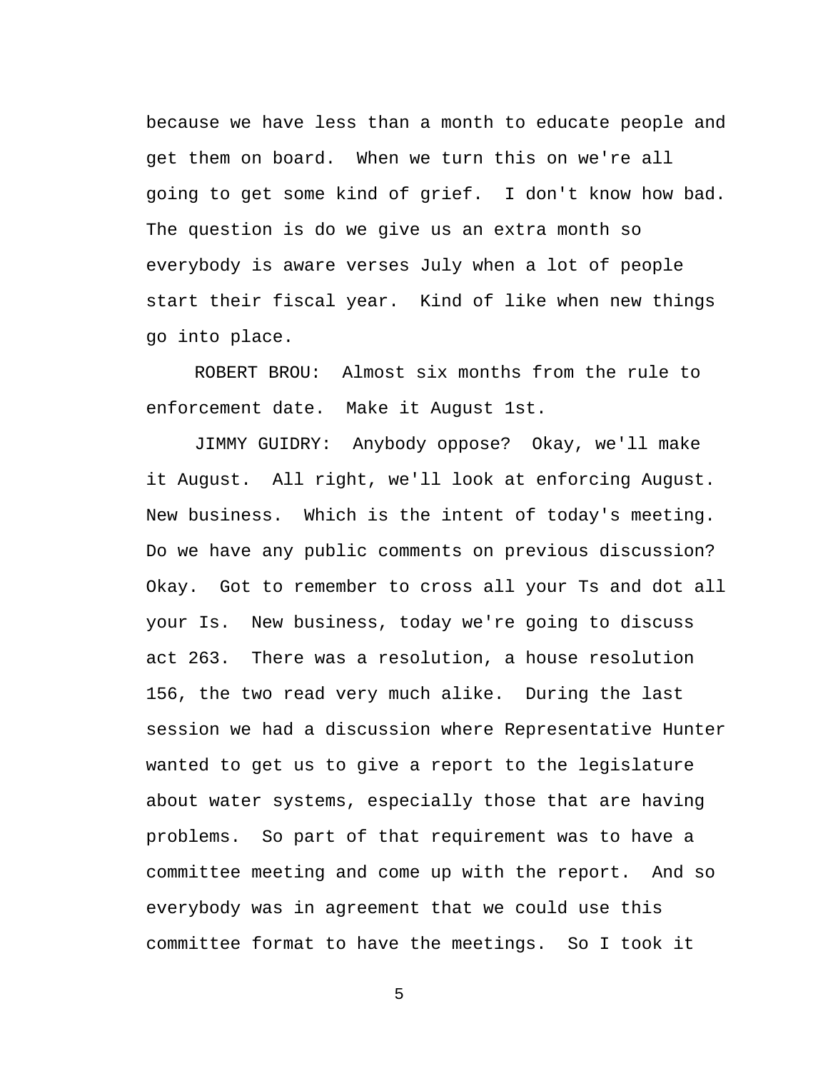because we have less than a month to educate people and get them on board. When we turn this on we're all going to get some kind of grief. I don't know how bad. The question is do we give us an extra month so everybody is aware verses July when a lot of people start their fiscal year. Kind of like when new things go into place.

ROBERT BROU: Almost six months from the rule to enforcement date. Make it August 1st.

JIMMY GUIDRY: Anybody oppose? Okay, we'll make it August. All right, we'll look at enforcing August. New business. Which is the intent of today's meeting. Do we have any public comments on previous discussion? Okay. Got to remember to cross all your Ts and dot all your Is. New business, today we're going to discuss act 263. There was a resolution, a house resolution 156, the two read very much alike. During the last session we had a discussion where Representative Hunter wanted to get us to give a report to the legislature about water systems, especially those that are having problems. So part of that requirement was to have a committee meeting and come up with the report. And so everybody was in agreement that we could use this committee format to have the meetings. So I took it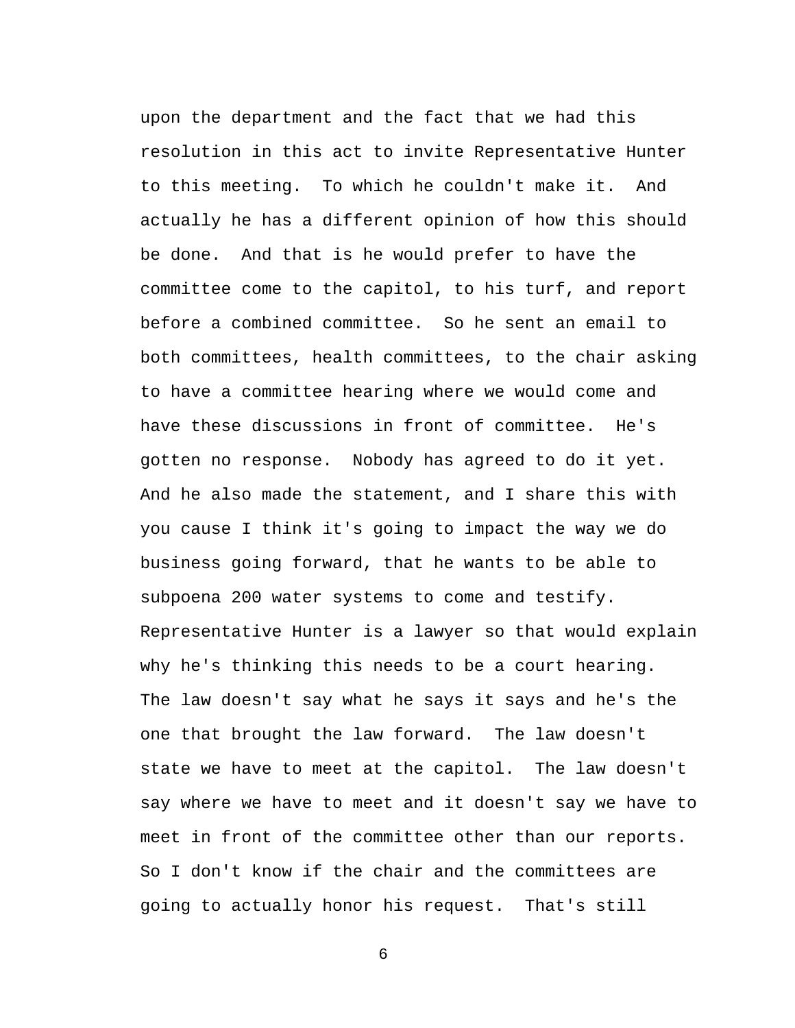upon the department and the fact that we had this resolution in this act to invite Representative Hunter to this meeting. To which he couldn't make it. And actually he has a different opinion of how this should be done. And that is he would prefer to have the committee come to the capitol, to his turf, and report before a combined committee. So he sent an email to both committees, health committees, to the chair asking to have a committee hearing where we would come and have these discussions in front of committee. He's gotten no response. Nobody has agreed to do it yet. And he also made the statement, and I share this with you cause I think it's going to impact the way we do business going forward, that he wants to be able to subpoena 200 water systems to come and testify. Representative Hunter is a lawyer so that would explain why he's thinking this needs to be a court hearing. The law doesn't say what he says it says and he's the one that brought the law forward. The law doesn't state we have to meet at the capitol. The law doesn't say where we have to meet and it doesn't say we have to meet in front of the committee other than our reports. So I don't know if the chair and the committees are going to actually honor his request. That's still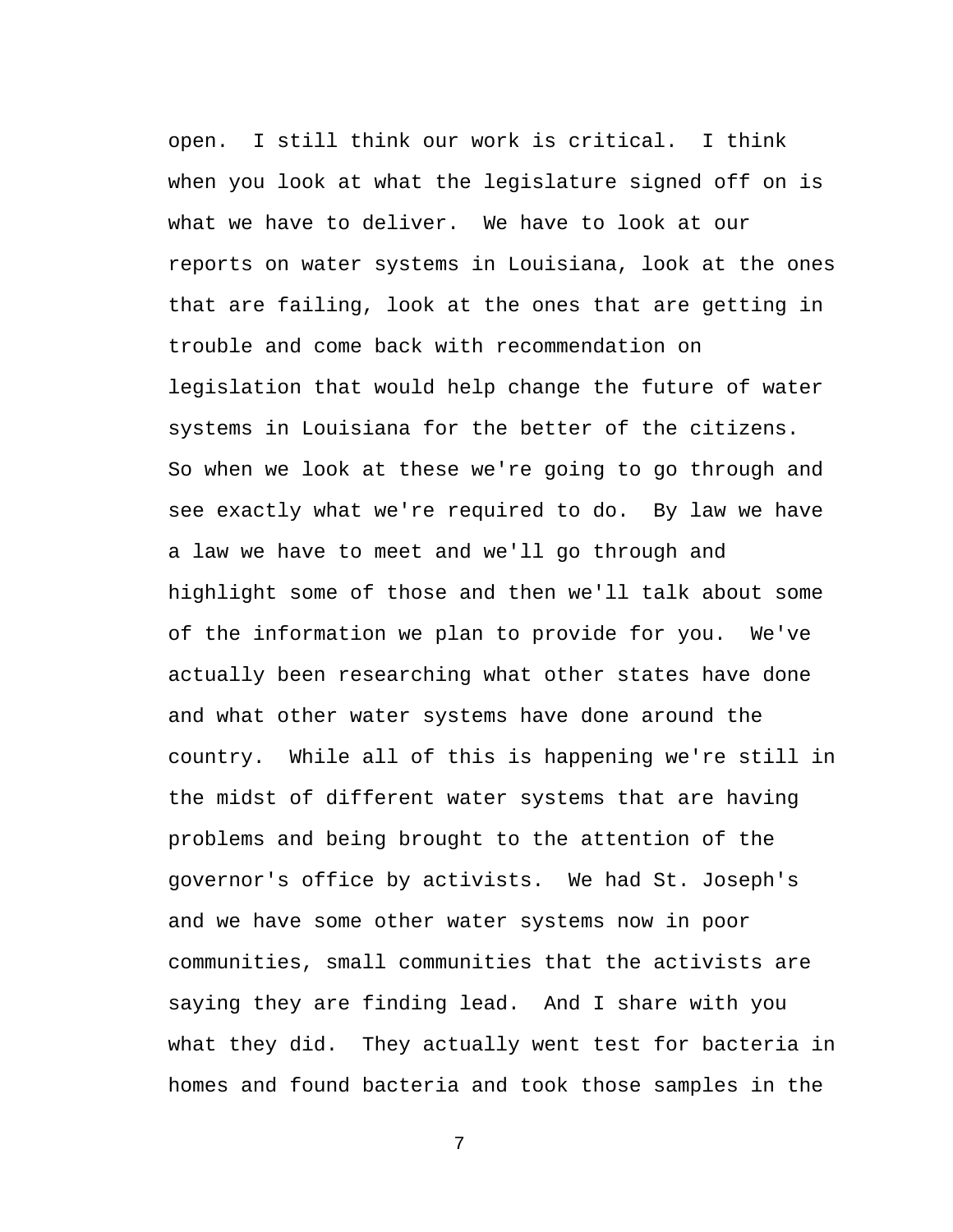open. I still think our work is critical. I think when you look at what the legislature signed off on is what we have to deliver. We have to look at our reports on water systems in Louisiana, look at the ones that are failing, look at the ones that are getting in trouble and come back with recommendation on legislation that would help change the future of water systems in Louisiana for the better of the citizens. So when we look at these we're going to go through and see exactly what we're required to do. By law we have a law we have to meet and we'll go through and highlight some of those and then we'll talk about some of the information we plan to provide for you. We've actually been researching what other states have done and what other water systems have done around the country. While all of this is happening we're still in the midst of different water systems that are having problems and being brought to the attention of the governor's office by activists. We had St. Joseph's and we have some other water systems now in poor communities, small communities that the activists are saying they are finding lead. And I share with you what they did. They actually went test for bacteria in homes and found bacteria and took those samples in the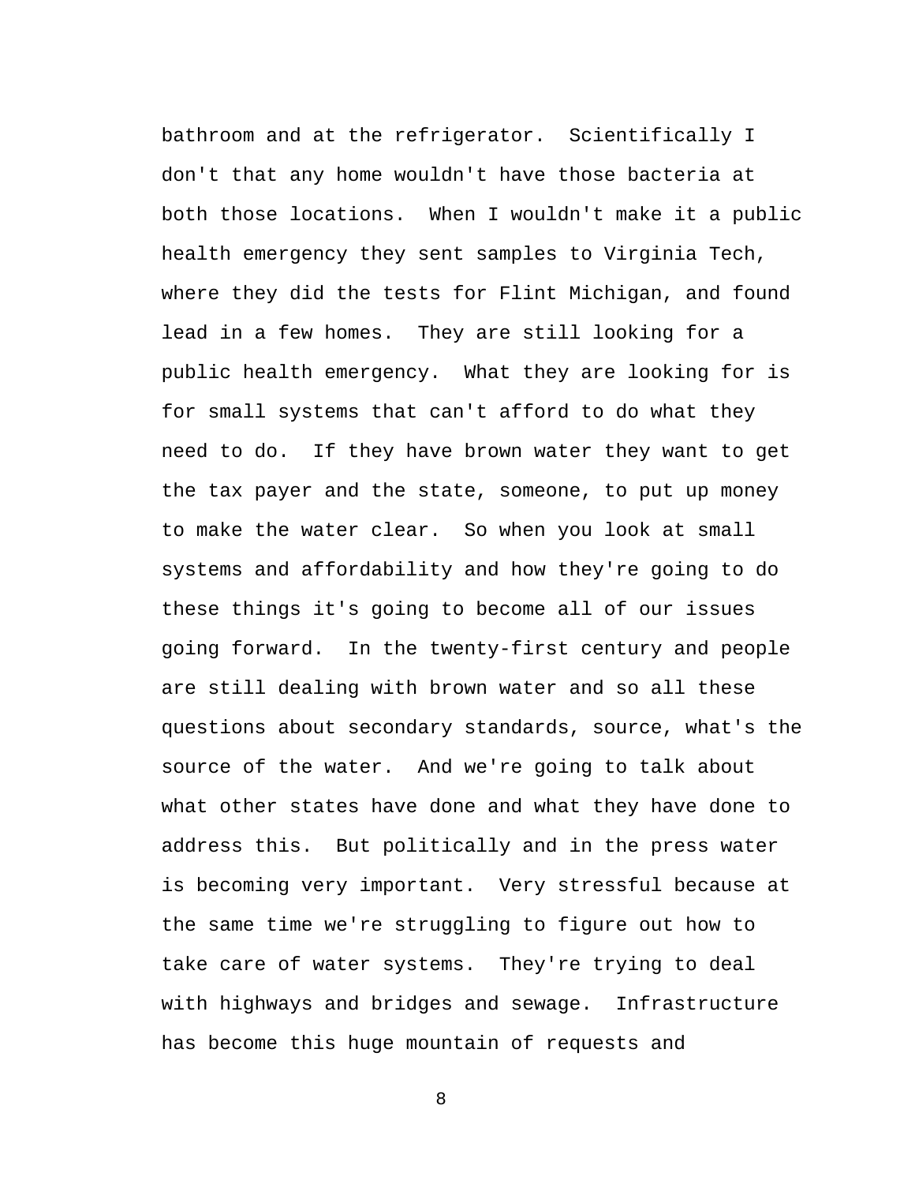bathroom and at the refrigerator. Scientifically I don't that any home wouldn't have those bacteria at both those locations. When I wouldn't make it a public health emergency they sent samples to Virginia Tech, where they did the tests for Flint Michigan, and found lead in a few homes. They are still looking for a public health emergency. What they are looking for is for small systems that can't afford to do what they need to do. If they have brown water they want to get the tax payer and the state, someone, to put up money to make the water clear. So when you look at small systems and affordability and how they're going to do these things it's going to become all of our issues going forward. In the twenty-first century and people are still dealing with brown water and so all these questions about secondary standards, source, what's the source of the water. And we're going to talk about what other states have done and what they have done to address this. But politically and in the press water is becoming very important. Very stressful because at the same time we're struggling to figure out how to take care of water systems. They're trying to deal with highways and bridges and sewage. Infrastructure has become this huge mountain of requests and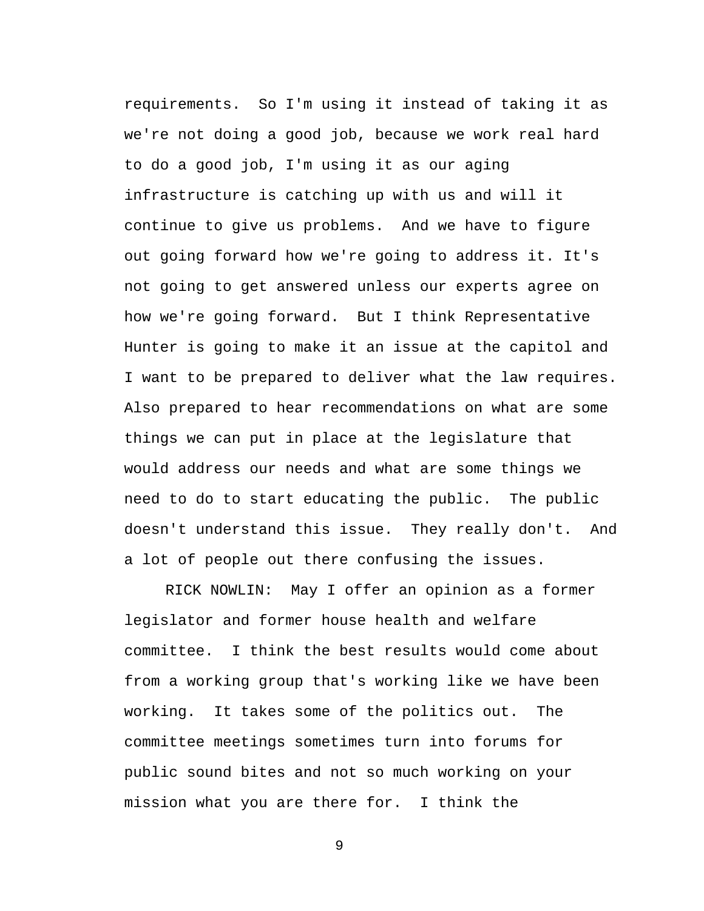requirements. So I'm using it instead of taking it as we're not doing a good job, because we work real hard to do a good job, I'm using it as our aging infrastructure is catching up with us and will it continue to give us problems. And we have to figure out going forward how we're going to address it. It's not going to get answered unless our experts agree on how we're going forward. But I think Representative Hunter is going to make it an issue at the capitol and I want to be prepared to deliver what the law requires. Also prepared to hear recommendations on what are some things we can put in place at the legislature that would address our needs and what are some things we need to do to start educating the public. The public doesn't understand this issue. They really don't. And a lot of people out there confusing the issues.

RICK NOWLIN: May I offer an opinion as a former legislator and former house health and welfare committee. I think the best results would come about from a working group that's working like we have been working. It takes some of the politics out. The committee meetings sometimes turn into forums for public sound bites and not so much working on your mission what you are there for. I think the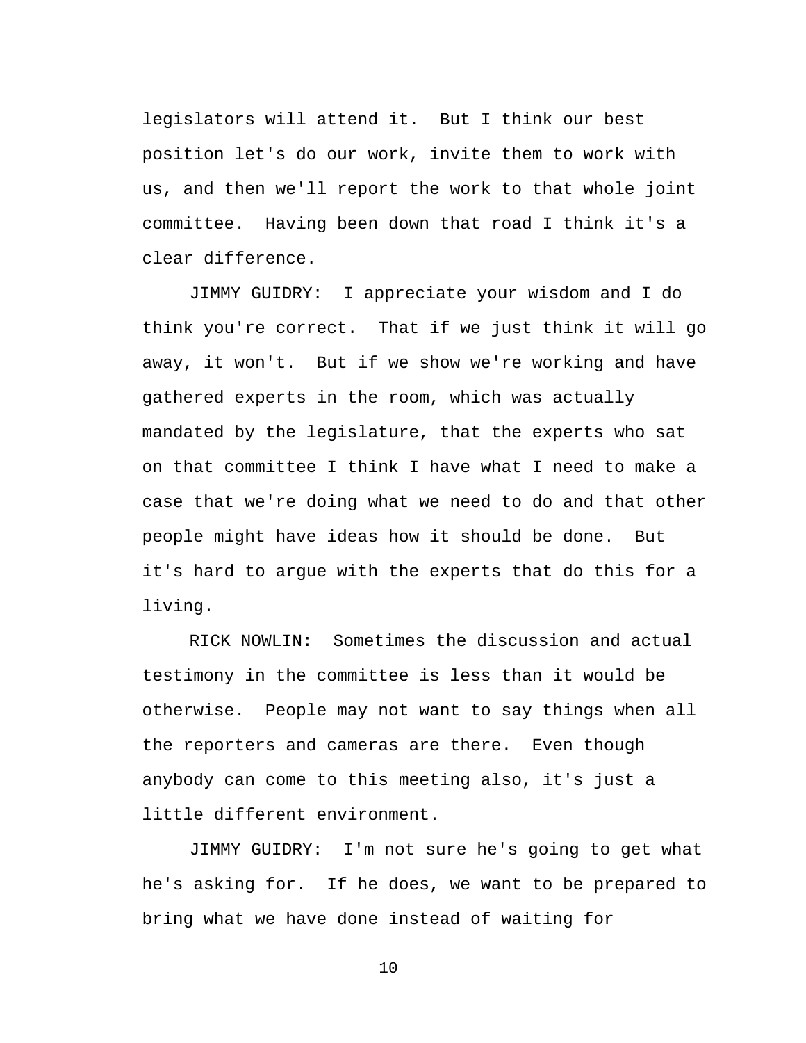legislators will attend it. But I think our best position let's do our work, invite them to work with us, and then we'll report the work to that whole joint committee. Having been down that road I think it's a clear difference.

JIMMY GUIDRY: I appreciate your wisdom and I do think you're correct. That if we just think it will go away, it won't. But if we show we're working and have gathered experts in the room, which was actually mandated by the legislature, that the experts who sat on that committee I think I have what I need to make a case that we're doing what we need to do and that other people might have ideas how it should be done. But it's hard to argue with the experts that do this for a living.

RICK NOWLIN: Sometimes the discussion and actual testimony in the committee is less than it would be otherwise. People may not want to say things when all the reporters and cameras are there. Even though anybody can come to this meeting also, it's just a little different environment.

JIMMY GUIDRY: I'm not sure he's going to get what he's asking for. If he does, we want to be prepared to bring what we have done instead of waiting for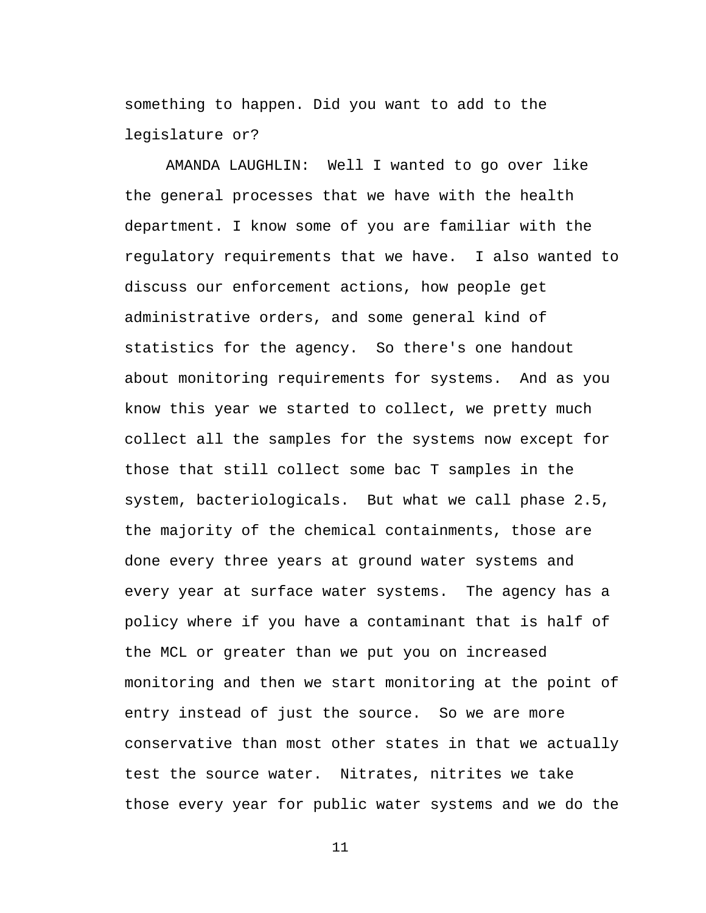something to happen. Did you want to add to the legislature or?

AMANDA LAUGHLIN: Well I wanted to go over like the general processes that we have with the health department. I know some of you are familiar with the regulatory requirements that we have. I also wanted to discuss our enforcement actions, how people get administrative orders, and some general kind of statistics for the agency. So there's one handout about monitoring requirements for systems. And as you know this year we started to collect, we pretty much collect all the samples for the systems now except for those that still collect some bac T samples in the system, bacteriologicals. But what we call phase 2.5, the majority of the chemical containments, those are done every three years at ground water systems and every year at surface water systems. The agency has a policy where if you have a contaminant that is half of the MCL or greater than we put you on increased monitoring and then we start monitoring at the point of entry instead of just the source. So we are more conservative than most other states in that we actually test the source water. Nitrates, nitrites we take those every year for public water systems and we do the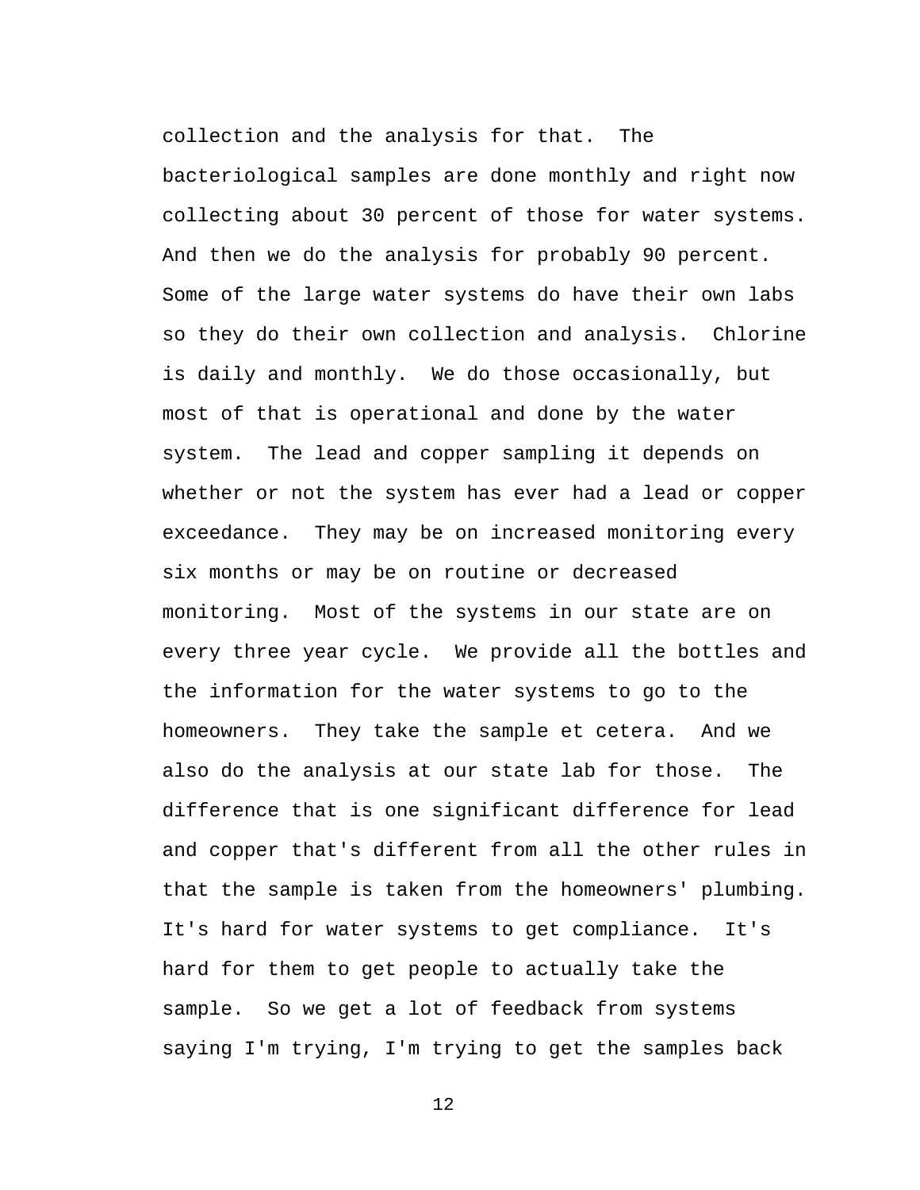collection and the analysis for that. The bacteriological samples are done monthly and right now collecting about 30 percent of those for water systems. And then we do the analysis for probably 90 percent. Some of the large water systems do have their own labs so they do their own collection and analysis. Chlorine is daily and monthly. We do those occasionally, but most of that is operational and done by the water system. The lead and copper sampling it depends on whether or not the system has ever had a lead or copper exceedance. They may be on increased monitoring every six months or may be on routine or decreased monitoring. Most of the systems in our state are on every three year cycle. We provide all the bottles and the information for the water systems to go to the homeowners. They take the sample et cetera. And we also do the analysis at our state lab for those. The difference that is one significant difference for lead and copper that's different from all the other rules in that the sample is taken from the homeowners' plumbing. It's hard for water systems to get compliance. It's hard for them to get people to actually take the sample. So we get a lot of feedback from systems saying I'm trying, I'm trying to get the samples back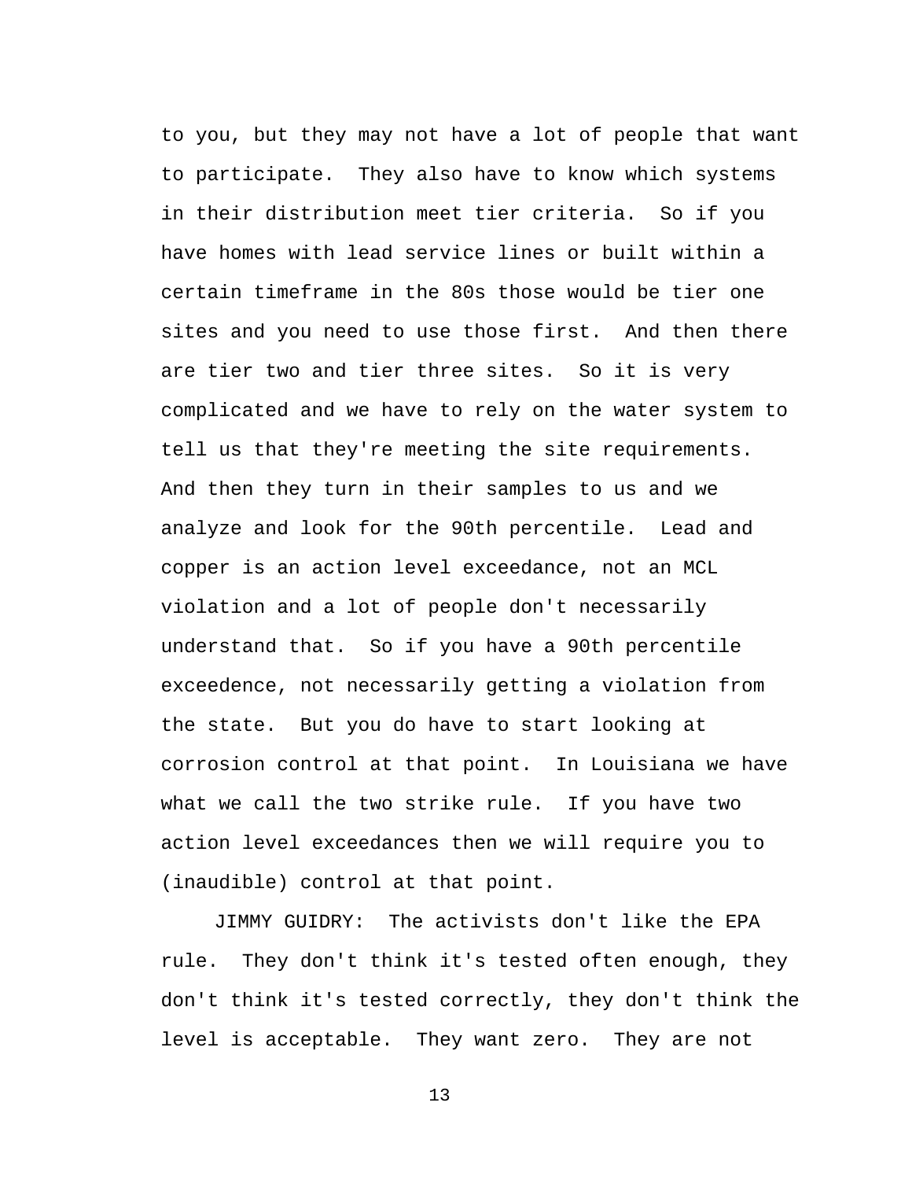to you, but they may not have a lot of people that want to participate. They also have to know which systems in their distribution meet tier criteria. So if you have homes with lead service lines or built within a certain timeframe in the 80s those would be tier one sites and you need to use those first. And then there are tier two and tier three sites. So it is very complicated and we have to rely on the water system to tell us that they're meeting the site requirements. And then they turn in their samples to us and we analyze and look for the 90th percentile. Lead and copper is an action level exceedance, not an MCL violation and a lot of people don't necessarily understand that. So if you have a 90th percentile exceedence, not necessarily getting a violation from the state. But you do have to start looking at corrosion control at that point. In Louisiana we have what we call the two strike rule. If you have two action level exceedances then we will require you to (inaudible) control at that point.

JIMMY GUIDRY: The activists don't like the EPA rule. They don't think it's tested often enough, they don't think it's tested correctly, they don't think the level is acceptable. They want zero. They are not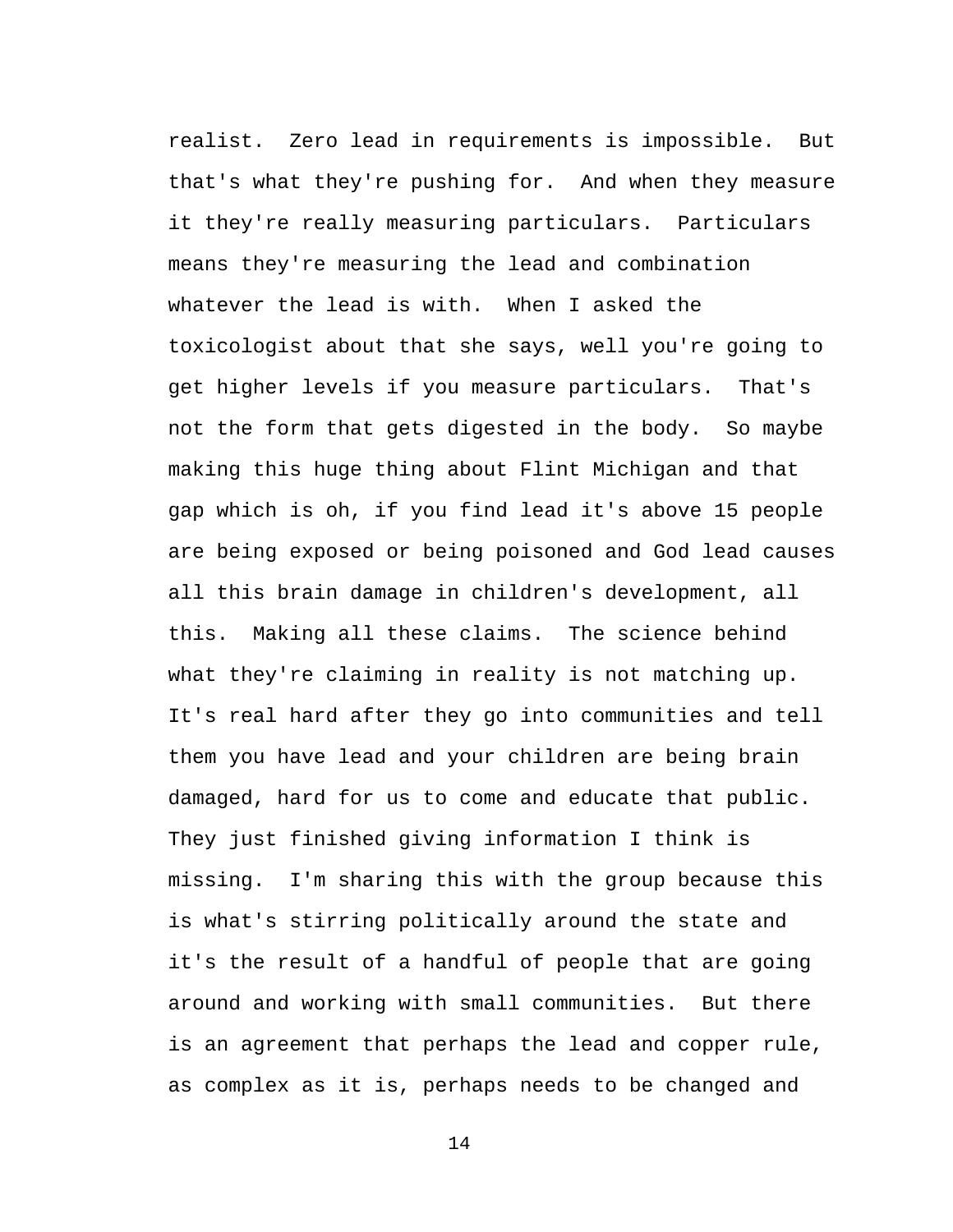realist. Zero lead in requirements is impossible. But that's what they're pushing for. And when they measure it they're really measuring particulars. Particulars means they're measuring the lead and combination whatever the lead is with. When I asked the toxicologist about that she says, well you're going to get higher levels if you measure particulars. That's not the form that gets digested in the body. So maybe making this huge thing about Flint Michigan and that gap which is oh, if you find lead it's above 15 people are being exposed or being poisoned and God lead causes all this brain damage in children's development, all this. Making all these claims. The science behind what they're claiming in reality is not matching up. It's real hard after they go into communities and tell them you have lead and your children are being brain damaged, hard for us to come and educate that public. They just finished giving information I think is missing. I'm sharing this with the group because this is what's stirring politically around the state and it's the result of a handful of people that are going around and working with small communities. But there is an agreement that perhaps the lead and copper rule, as complex as it is, perhaps needs to be changed and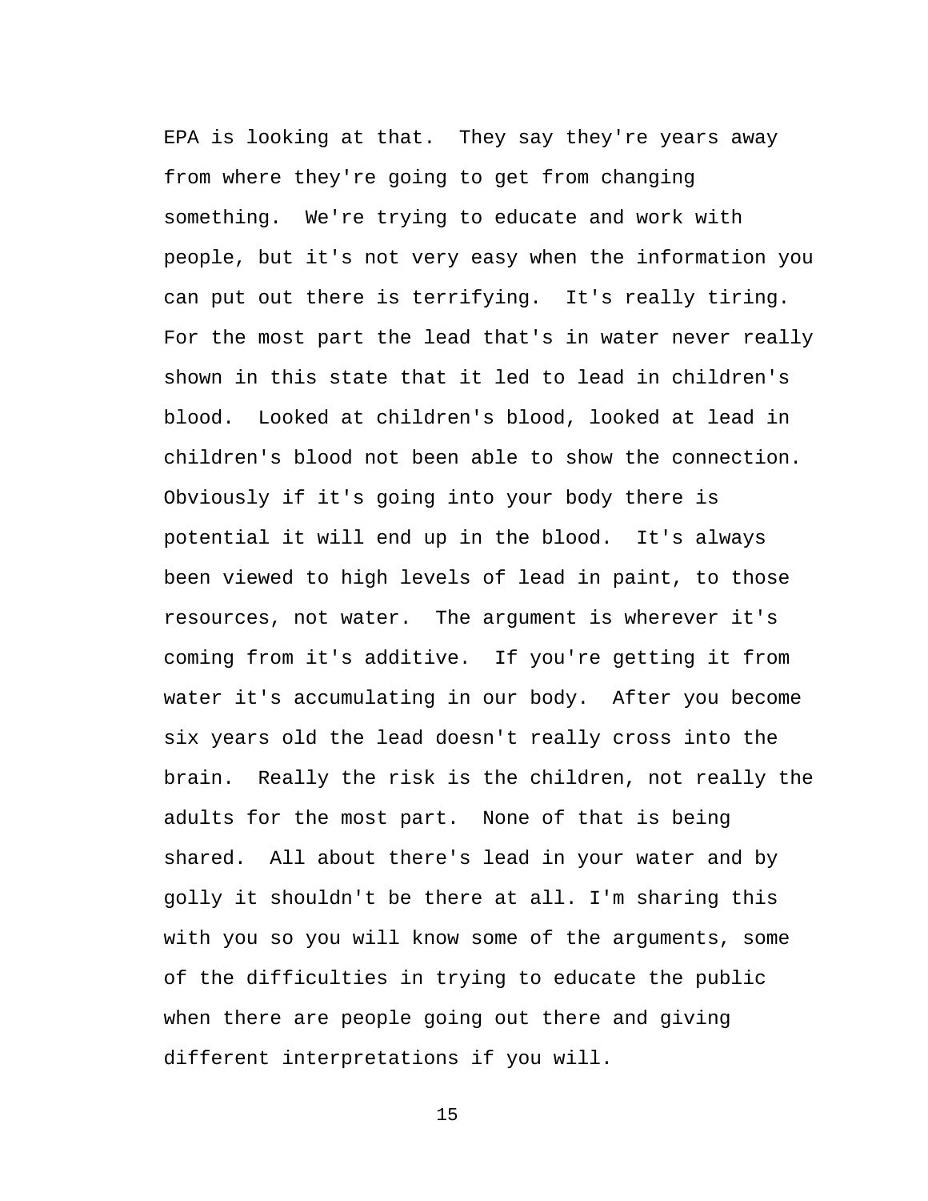EPA is looking at that. They say they're years away from where they're going to get from changing something. We're trying to educate and work with people, but it's not very easy when the information you can put out there is terrifying. It's really tiring. For the most part the lead that's in water never really shown in this state that it led to lead in children's blood. Looked at children's blood, looked at lead in children's blood not been able to show the connection. Obviously if it's going into your body there is potential it will end up in the blood. It's always been viewed to high levels of lead in paint, to those resources, not water. The argument is wherever it's coming from it's additive. If you're getting it from water it's accumulating in our body. After you become six years old the lead doesn't really cross into the brain. Really the risk is the children, not really the adults for the most part. None of that is being shared. All about there's lead in your water and by golly it shouldn't be there at all. I'm sharing this with you so you will know some of the arguments, some of the difficulties in trying to educate the public when there are people going out there and giving different interpretations if you will.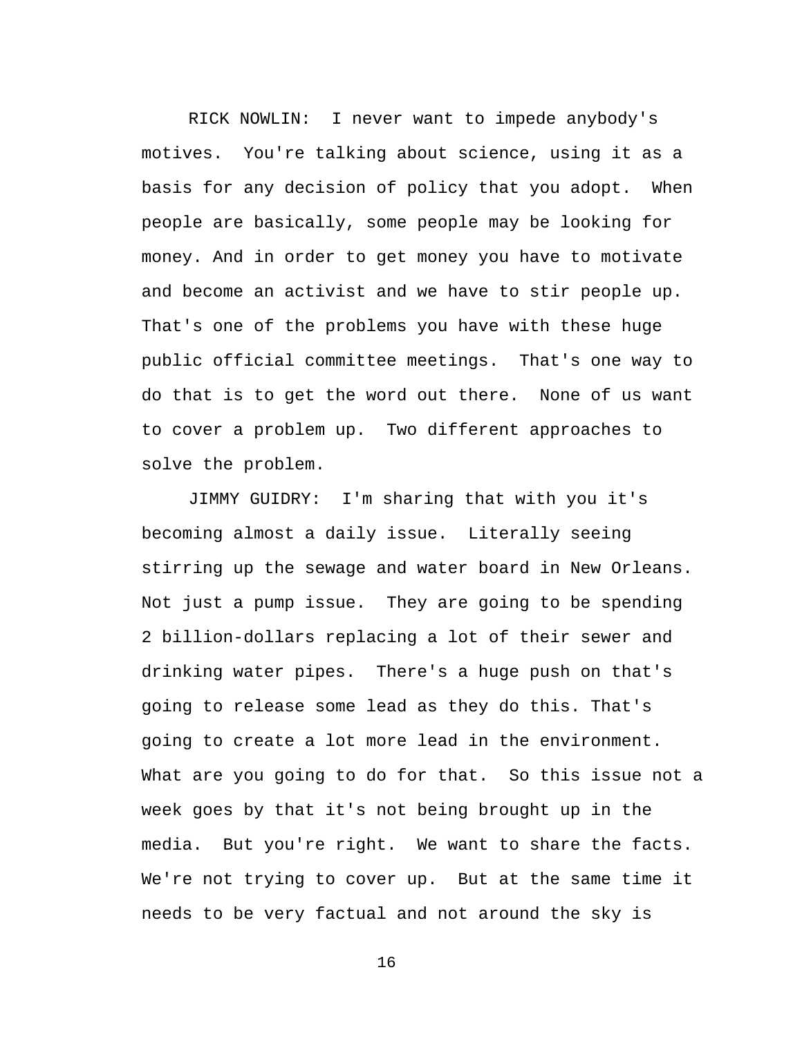RICK NOWLIN: I never want to impede anybody's motives. You're talking about science, using it as a basis for any decision of policy that you adopt. When people are basically, some people may be looking for money. And in order to get money you have to motivate and become an activist and we have to stir people up. That's one of the problems you have with these huge public official committee meetings. That's one way to do that is to get the word out there. None of us want to cover a problem up. Two different approaches to solve the problem.

JIMMY GUIDRY: I'm sharing that with you it's becoming almost a daily issue. Literally seeing stirring up the sewage and water board in New Orleans. Not just a pump issue. They are going to be spending 2 billion-dollars replacing a lot of their sewer and drinking water pipes. There's a huge push on that's going to release some lead as they do this. That's going to create a lot more lead in the environment. What are you going to do for that. So this issue not a week goes by that it's not being brought up in the media. But you're right. We want to share the facts. We're not trying to cover up. But at the same time it needs to be very factual and not around the sky is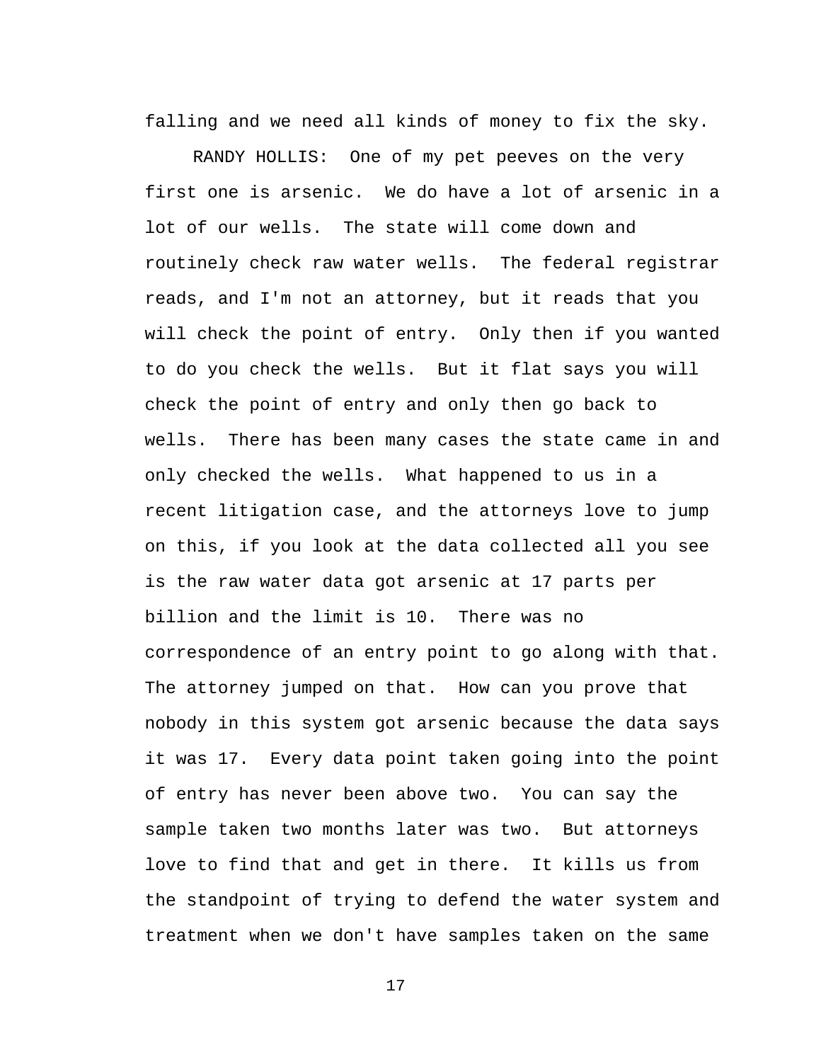falling and we need all kinds of money to fix the sky.

RANDY HOLLIS: One of my pet peeves on the very first one is arsenic. We do have a lot of arsenic in a lot of our wells. The state will come down and routinely check raw water wells. The federal registrar reads, and I'm not an attorney, but it reads that you will check the point of entry. Only then if you wanted to do you check the wells. But it flat says you will check the point of entry and only then go back to wells. There has been many cases the state came in and only checked the wells. What happened to us in a recent litigation case, and the attorneys love to jump on this, if you look at the data collected all you see is the raw water data got arsenic at 17 parts per billion and the limit is 10. There was no correspondence of an entry point to go along with that. The attorney jumped on that. How can you prove that nobody in this system got arsenic because the data says it was 17. Every data point taken going into the point of entry has never been above two. You can say the sample taken two months later was two. But attorneys love to find that and get in there. It kills us from the standpoint of trying to defend the water system and treatment when we don't have samples taken on the same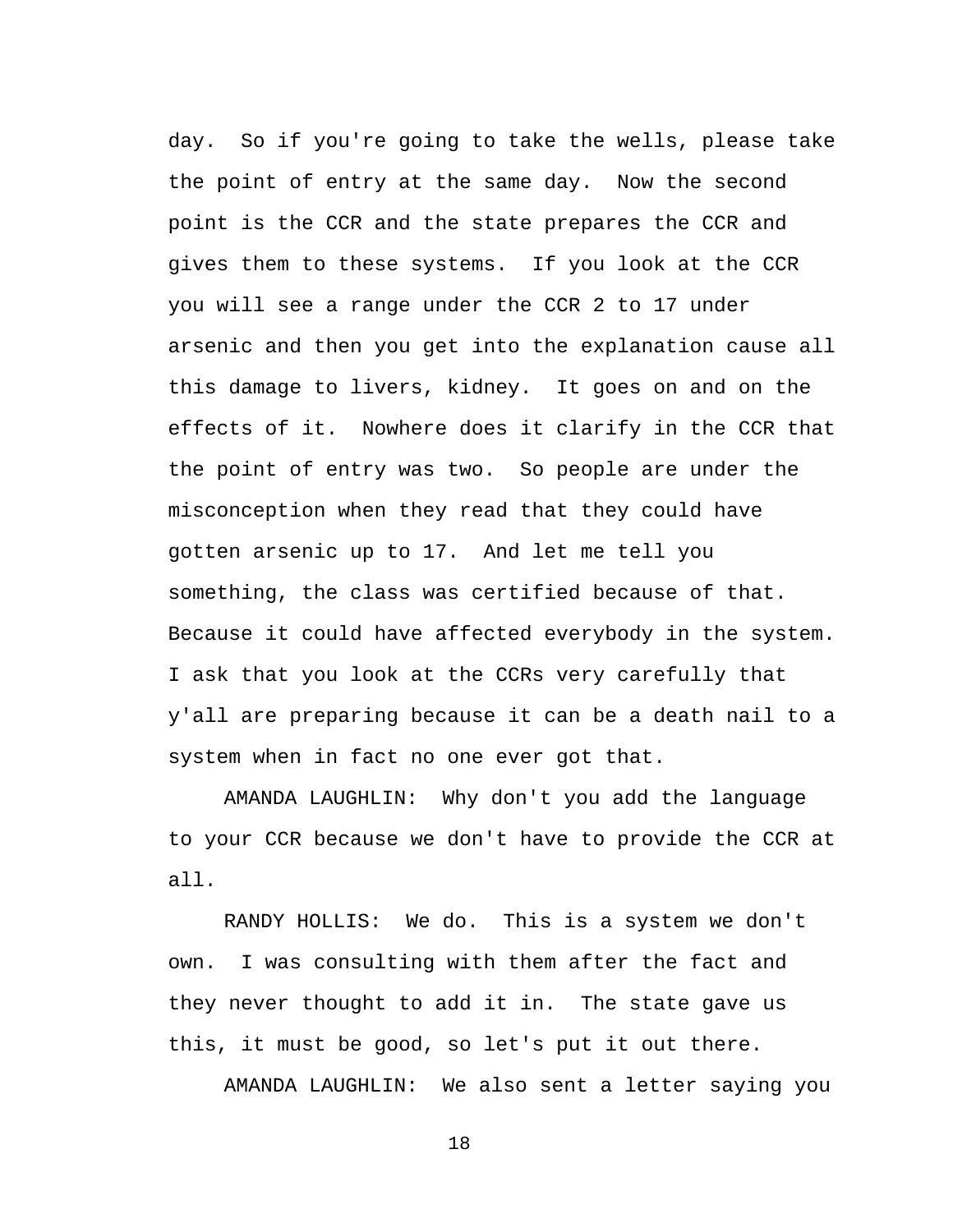day. So if you're going to take the wells, please take the point of entry at the same day. Now the second point is the CCR and the state prepares the CCR and gives them to these systems. If you look at the CCR you will see a range under the CCR 2 to 17 under arsenic and then you get into the explanation cause all this damage to livers, kidney. It goes on and on the effects of it. Nowhere does it clarify in the CCR that the point of entry was two. So people are under the misconception when they read that they could have gotten arsenic up to 17. And let me tell you something, the class was certified because of that. Because it could have affected everybody in the system. I ask that you look at the CCRs very carefully that y'all are preparing because it can be a death nail to a system when in fact no one ever got that.

AMANDA LAUGHLIN: Why don't you add the language to your CCR because we don't have to provide the CCR at all.

RANDY HOLLIS: We do. This is a system we don't own. I was consulting with them after the fact and they never thought to add it in. The state gave us this, it must be good, so let's put it out there.

AMANDA LAUGHLIN: We also sent a letter saying you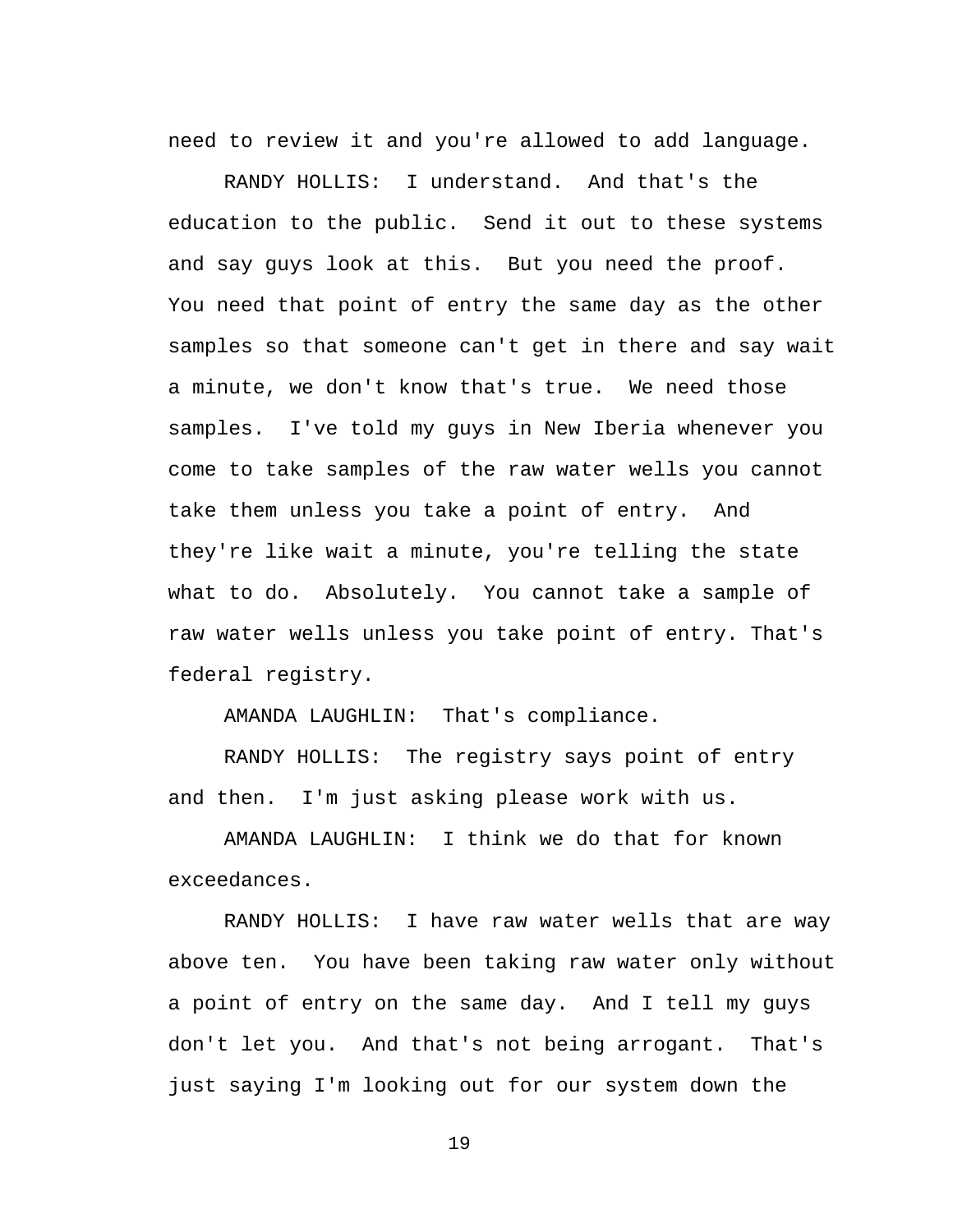need to review it and you're allowed to add language.

RANDY HOLLIS: I understand. And that's the education to the public. Send it out to these systems and say guys look at this. But you need the proof. You need that point of entry the same day as the other samples so that someone can't get in there and say wait a minute, we don't know that's true. We need those samples. I've told my guys in New Iberia whenever you come to take samples of the raw water wells you cannot take them unless you take a point of entry. And they're like wait a minute, you're telling the state what to do. Absolutely. You cannot take a sample of raw water wells unless you take point of entry. That's federal registry.

AMANDA LAUGHLIN: That's compliance.

RANDY HOLLIS: The registry says point of entry and then. I'm just asking please work with us.

AMANDA LAUGHLIN: I think we do that for known exceedances.

RANDY HOLLIS: I have raw water wells that are way above ten. You have been taking raw water only without a point of entry on the same day. And I tell my guys don't let you. And that's not being arrogant. That's just saying I'm looking out for our system down the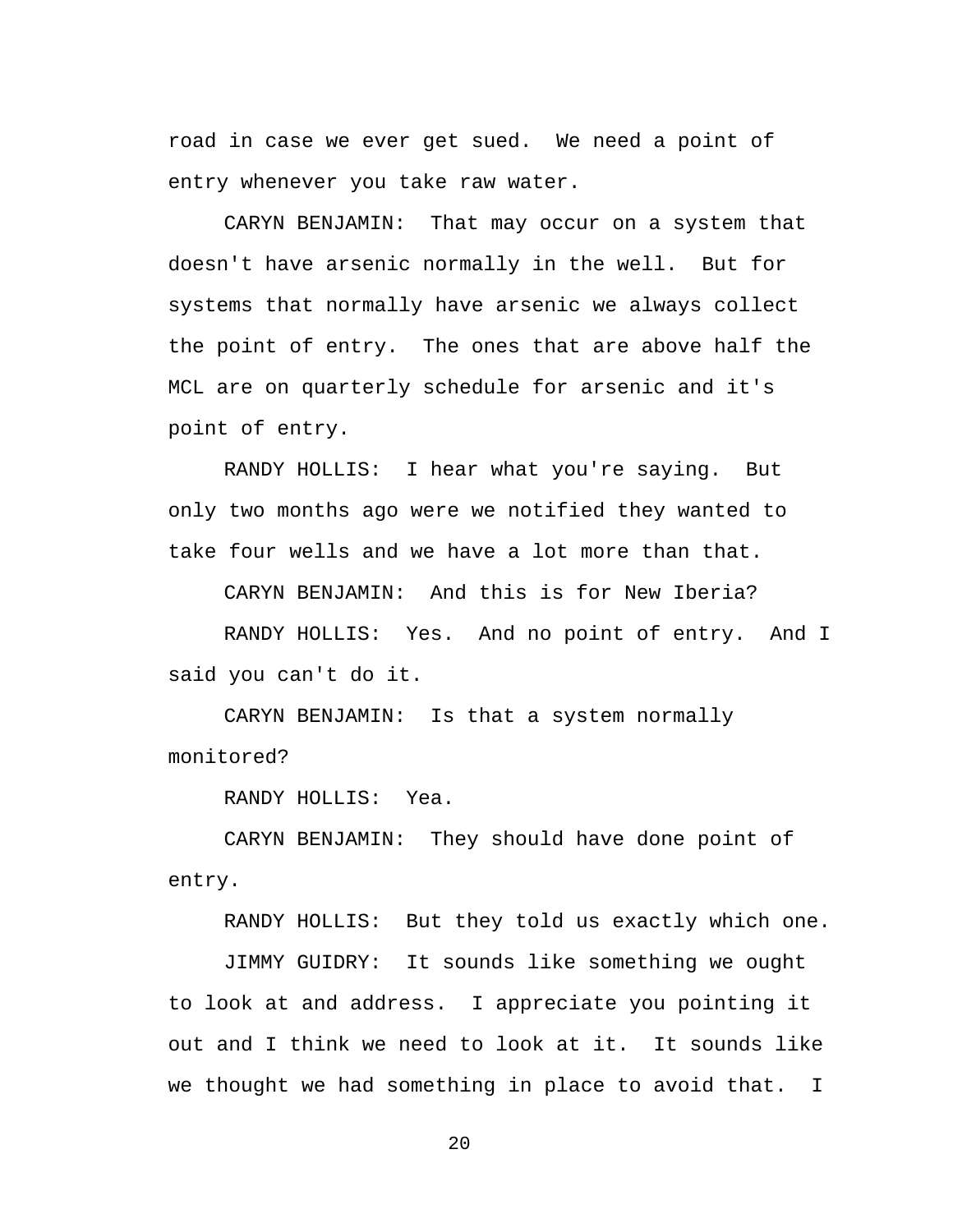road in case we ever get sued. We need a point of entry whenever you take raw water.

CARYN BENJAMIN: That may occur on a system that doesn't have arsenic normally in the well. But for systems that normally have arsenic we always collect the point of entry. The ones that are above half the MCL are on quarterly schedule for arsenic and it's point of entry.

RANDY HOLLIS: I hear what you're saying. But only two months ago were we notified they wanted to take four wells and we have a lot more than that.

CARYN BENJAMIN: And this is for New Iberia?

RANDY HOLLIS: Yes. And no point of entry. And I said you can't do it.

CARYN BENJAMIN: Is that a system normally monitored?

RANDY HOLLIS: Yea.

CARYN BENJAMIN: They should have done point of entry.

RANDY HOLLIS: But they told us exactly which one.

JIMMY GUIDRY: It sounds like something we ought to look at and address. I appreciate you pointing it out and I think we need to look at it. It sounds like we thought we had something in place to avoid that. I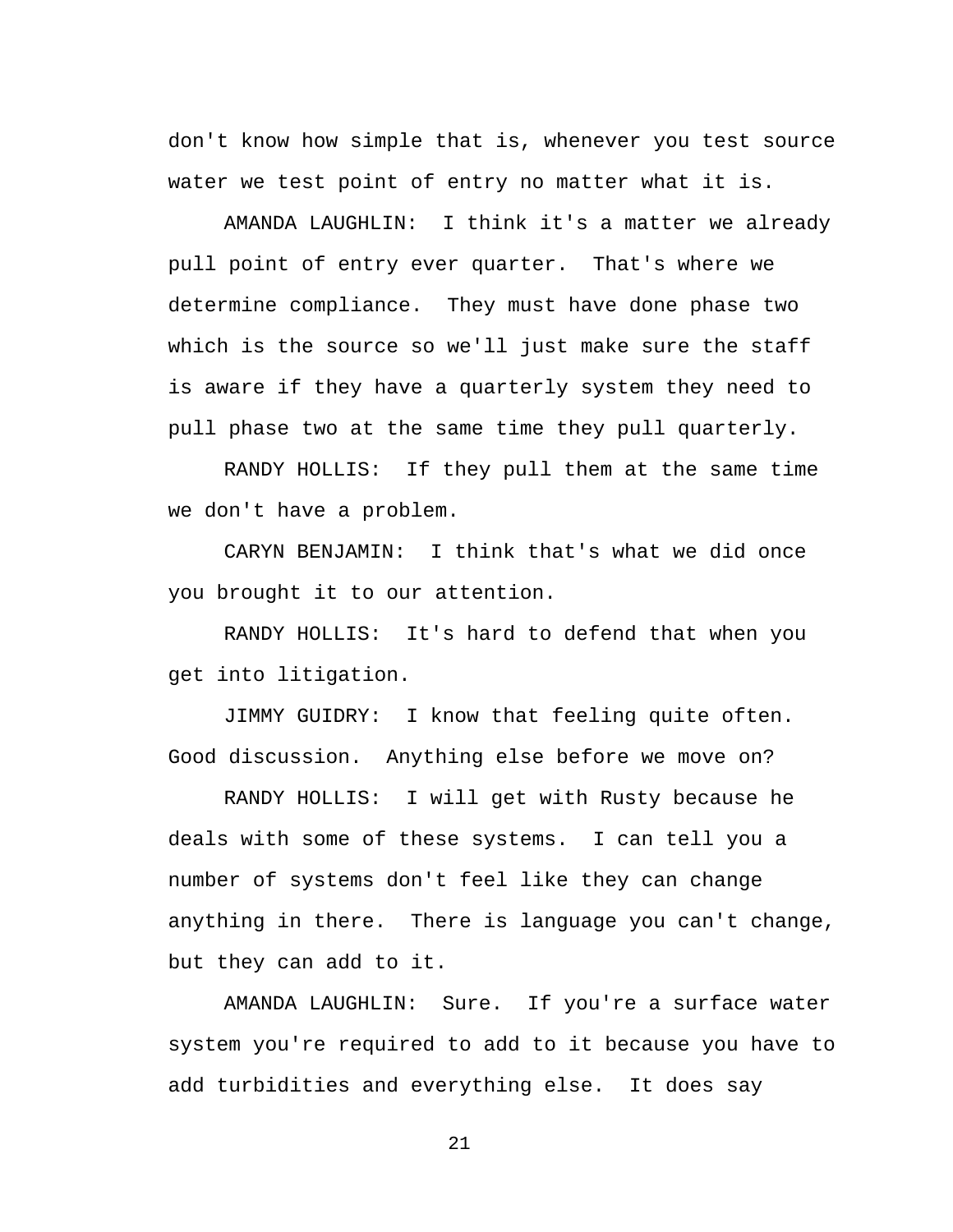don't know how simple that is, whenever you test source water we test point of entry no matter what it is.

AMANDA LAUGHLIN: I think it's a matter we already pull point of entry ever quarter. That's where we determine compliance. They must have done phase two which is the source so we'll just make sure the staff is aware if they have a quarterly system they need to pull phase two at the same time they pull quarterly.

RANDY HOLLIS: If they pull them at the same time we don't have a problem.

CARYN BENJAMIN: I think that's what we did once you brought it to our attention.

RANDY HOLLIS: It's hard to defend that when you get into litigation.

JIMMY GUIDRY: I know that feeling quite often. Good discussion. Anything else before we move on?

RANDY HOLLIS: I will get with Rusty because he deals with some of these systems. I can tell you a number of systems don't feel like they can change anything in there. There is language you can't change, but they can add to it.

AMANDA LAUGHLIN: Sure. If you're a surface water system you're required to add to it because you have to add turbidities and everything else. It does say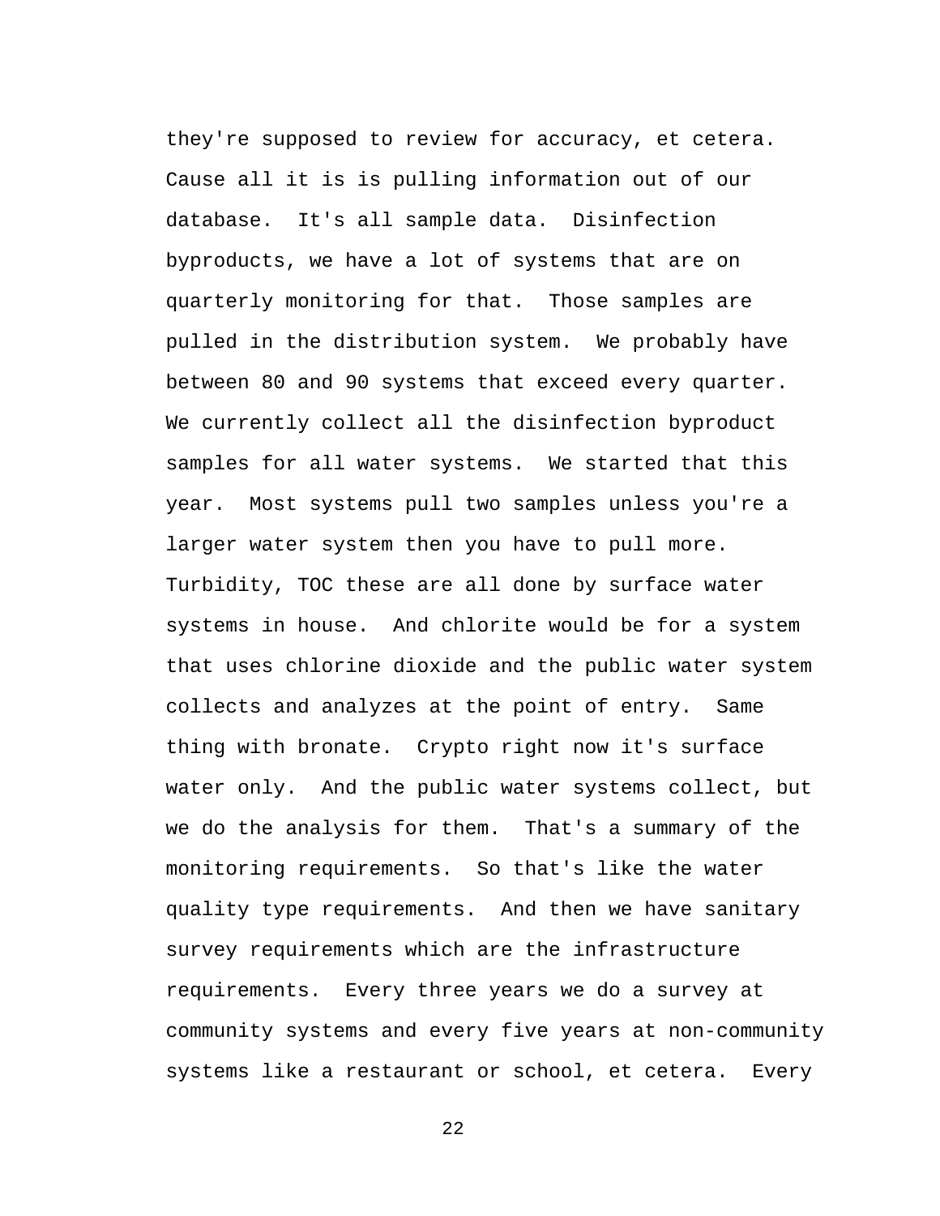they're supposed to review for accuracy, et cetera. Cause all it is is pulling information out of our database. It's all sample data. Disinfection byproducts, we have a lot of systems that are on quarterly monitoring for that. Those samples are pulled in the distribution system. We probably have between 80 and 90 systems that exceed every quarter. We currently collect all the disinfection byproduct samples for all water systems. We started that this year. Most systems pull two samples unless you're a larger water system then you have to pull more. Turbidity, TOC these are all done by surface water systems in house. And chlorite would be for a system that uses chlorine dioxide and the public water system collects and analyzes at the point of entry. Same thing with bronate. Crypto right now it's surface water only. And the public water systems collect, but we do the analysis for them. That's a summary of the monitoring requirements. So that's like the water quality type requirements. And then we have sanitary survey requirements which are the infrastructure requirements. Every three years we do a survey at community systems and every five years at non-community systems like a restaurant or school, et cetera. Every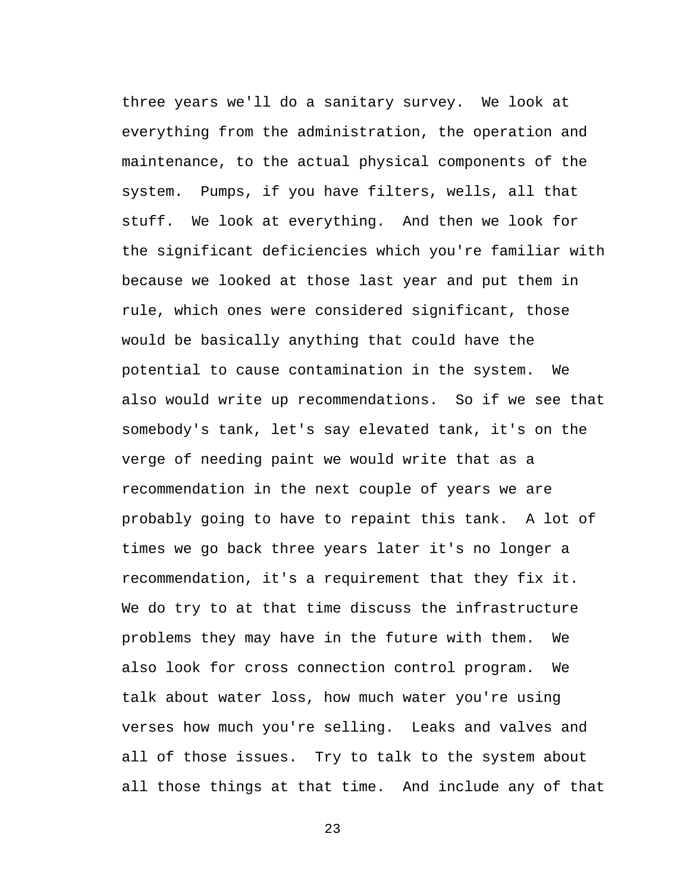three years we'll do a sanitary survey. We look at everything from the administration, the operation and maintenance, to the actual physical components of the system. Pumps, if you have filters, wells, all that stuff. We look at everything. And then we look for the significant deficiencies which you're familiar with because we looked at those last year and put them in rule, which ones were considered significant, those would be basically anything that could have the potential to cause contamination in the system. We also would write up recommendations. So if we see that somebody's tank, let's say elevated tank, it's on the verge of needing paint we would write that as a recommendation in the next couple of years we are probably going to have to repaint this tank. A lot of times we go back three years later it's no longer a recommendation, it's a requirement that they fix it. We do try to at that time discuss the infrastructure problems they may have in the future with them. We also look for cross connection control program. We talk about water loss, how much water you're using verses how much you're selling. Leaks and valves and all of those issues. Try to talk to the system about all those things at that time. And include any of that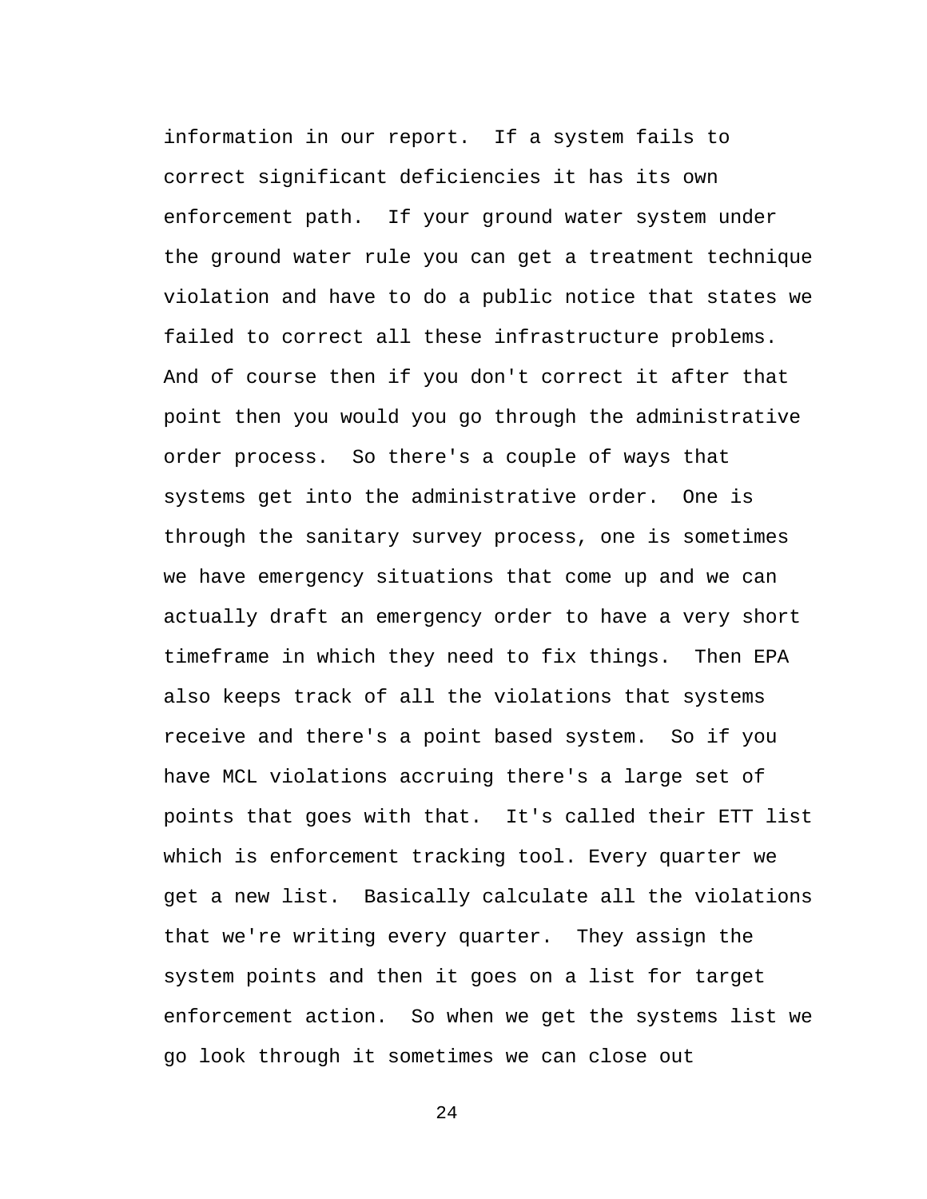information in our report.  If a system fails to correct significant deficiencies it has its own enforcement path.  If your ground water system under the ground water rule you can get a treatment technique violation and have to do a public notice that states we failed to correct all these infrastructure problems. And of course then if you don't correct it after that point then you would you go through the administrative order process.  So there's a couple of ways that systems get into the administrative order.  One is through the sanitary survey process, one is sometimes we have emergency situations that come up and we can actually draft an emergency order to have a very short timeframe in which they need to fix things.  Then EPA also keeps track of all the violations that systems receive and there's a point based system.  So if you have MCL violations accruing there's a large set of points that goes with that.  It's called their ETT list which is enforcement tracking tool. Every quarter we get a new list.  Basically calculate all the violations that we're writing every quarter.  They assign the system points and then it goes on a list for target enforcement action.  So when we get the systems list we go look through it sometimes we can close out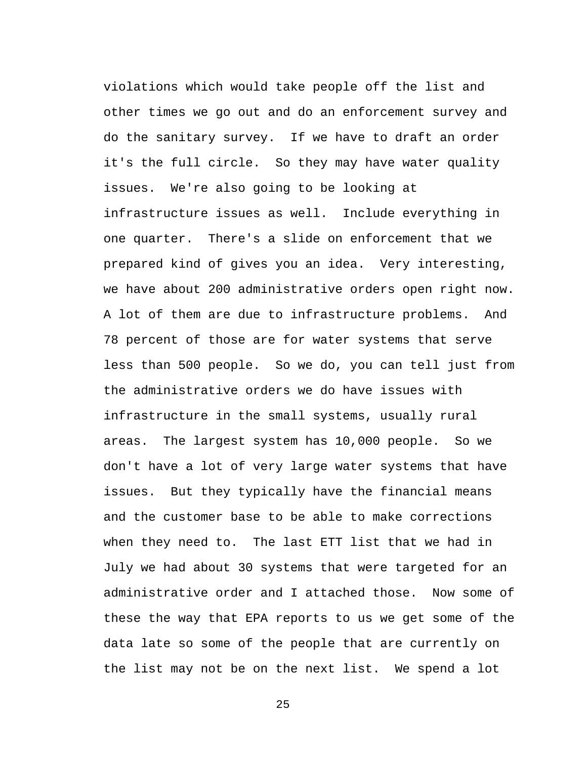violations which would take people off the list and other times we go out and do an enforcement survey and do the sanitary survey. If we have to draft an order it's the full circle. So they may have water quality issues. We're also going to be looking at infrastructure issues as well. Include everything in one quarter. There's a slide on enforcement that we prepared kind of gives you an idea. Very interesting, we have about 200 administrative orders open right now. A lot of them are due to infrastructure problems. And 78 percent of those are for water systems that serve less than 500 people. So we do, you can tell just from the administrative orders we do have issues with infrastructure in the small systems, usually rural areas. The largest system has 10,000 people. So we don't have a lot of very large water systems that have issues. But they typically have the financial means and the customer base to be able to make corrections when they need to. The last ETT list that we had in July we had about 30 systems that were targeted for an administrative order and I attached those. Now some of these the way that EPA reports to us we get some of the data late so some of the people that are currently on the list may not be on the next list. We spend a lot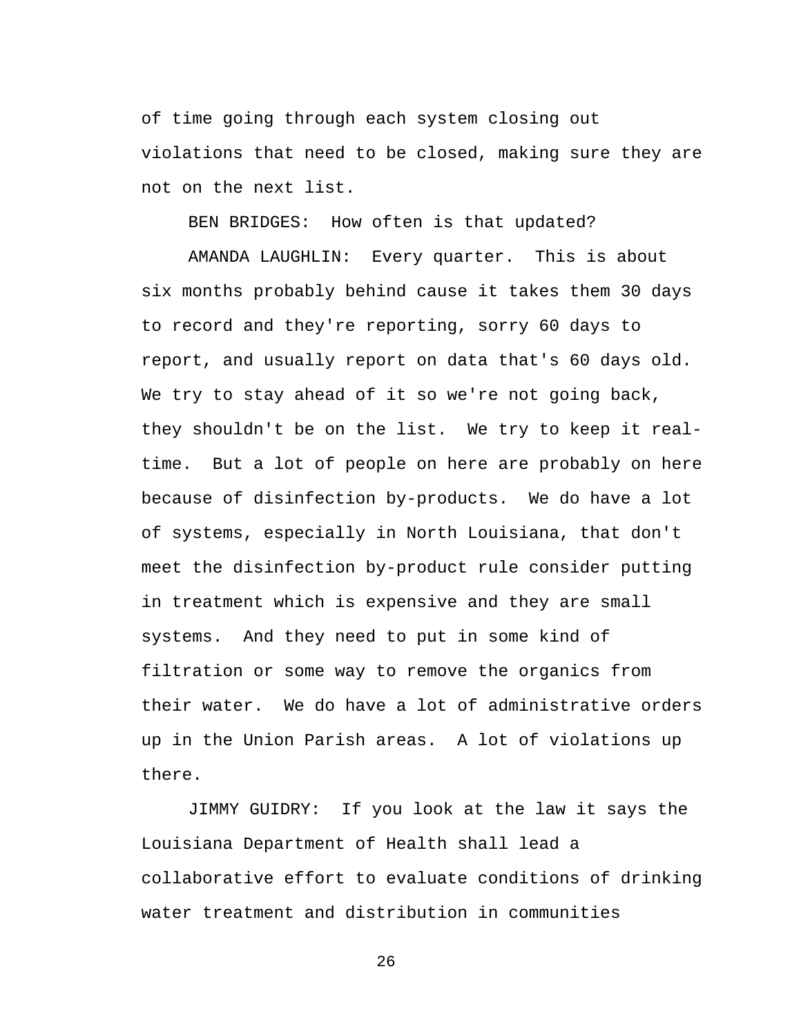of time going through each system closing out violations that need to be closed, making sure they are not on the next list.

BEN BRIDGES: How often is that updated?

AMANDA LAUGHLIN: Every quarter. This is about six months probably behind cause it takes them 30 days to record and they're reporting, sorry 60 days to report, and usually report on data that's 60 days old. We try to stay ahead of it so we're not going back, they shouldn't be on the list. We try to keep it real-time. But a lot of people on here are probably on here because of disinfection by-products. We do have a lot of systems, especially in North Louisiana, that don't meet the disinfection by-product rule consider putting in treatment which is expensive and they are small systems. And they need to put in some kind of filtration or some way to remove the organics from their water. We do have a lot of administrative orders up in the Union Parish areas. A lot of violations up there.

JIMMY GUIDRY: If you look at the law it says the Louisiana Department of Health shall lead a collaborative effort to evaluate conditions of drinking water treatment and distribution in communities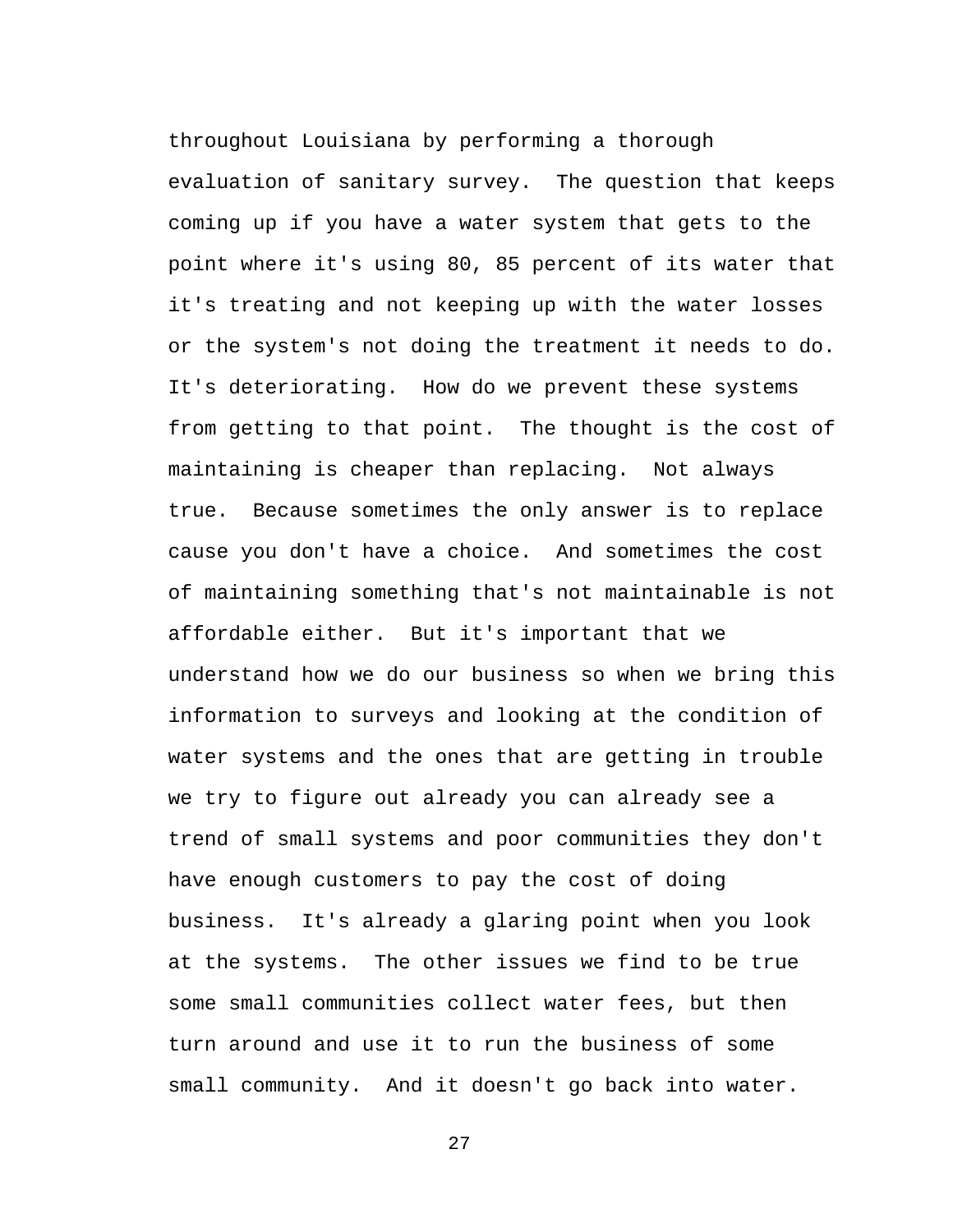throughout Louisiana by performing a thorough evaluation of sanitary survey. The question that keeps coming up if you have a water system that gets to the point where it's using 80, 85 percent of its water that it's treating and not keeping up with the water losses or the system's not doing the treatment it needs to do. It's deteriorating. How do we prevent these systems from getting to that point. The thought is the cost of maintaining is cheaper than replacing. Not always true. Because sometimes the only answer is to replace cause you don't have a choice. And sometimes the cost of maintaining something that's not maintainable is not affordable either. But it's important that we understand how we do our business so when we bring this information to surveys and looking at the condition of water systems and the ones that are getting in trouble we try to figure out already you can already see a trend of small systems and poor communities they don't have enough customers to pay the cost of doing business. It's already a glaring point when you look at the systems. The other issues we find to be true some small communities collect water fees, but then turn around and use it to run the business of some small community. And it doesn't go back into water.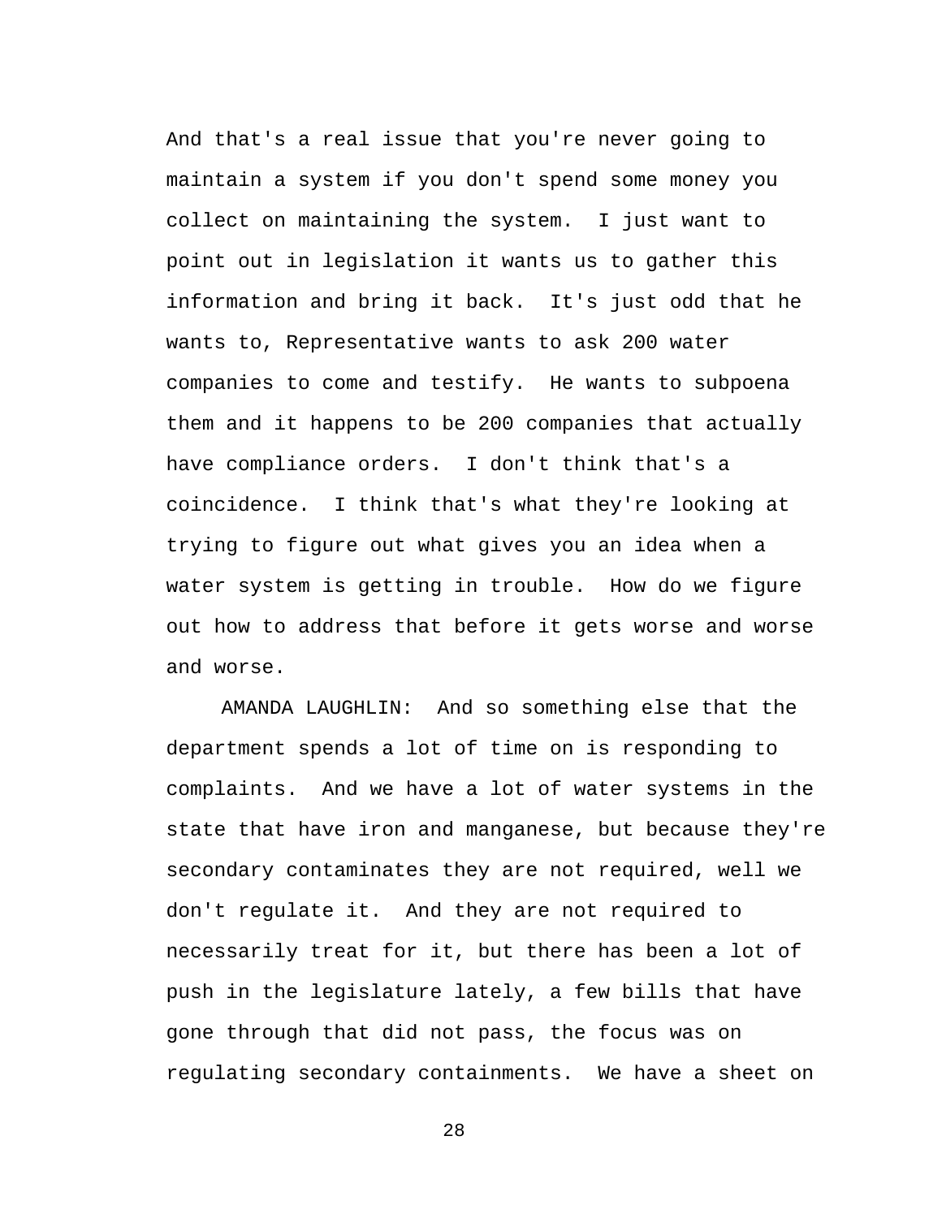And that's a real issue that you're never going to maintain a system if you don't spend some money you collect on maintaining the system. I just want to point out in legislation it wants us to gather this information and bring it back. It's just odd that he wants to, Representative wants to ask 200 water companies to come and testify. He wants to subpoena them and it happens to be 200 companies that actually have compliance orders. I don't think that's a coincidence. I think that's what they're looking at trying to figure out what gives you an idea when a water system is getting in trouble. How do we figure out how to address that before it gets worse and worse and worse.

AMANDA LAUGHLIN: And so something else that the department spends a lot of time on is responding to complaints. And we have a lot of water systems in the state that have iron and manganese, but because they're secondary contaminates they are not required, well we don't regulate it. And they are not required to necessarily treat for it, but there has been a lot of push in the legislature lately, a few bills that have gone through that did not pass, the focus was on regulating secondary containments. We have a sheet on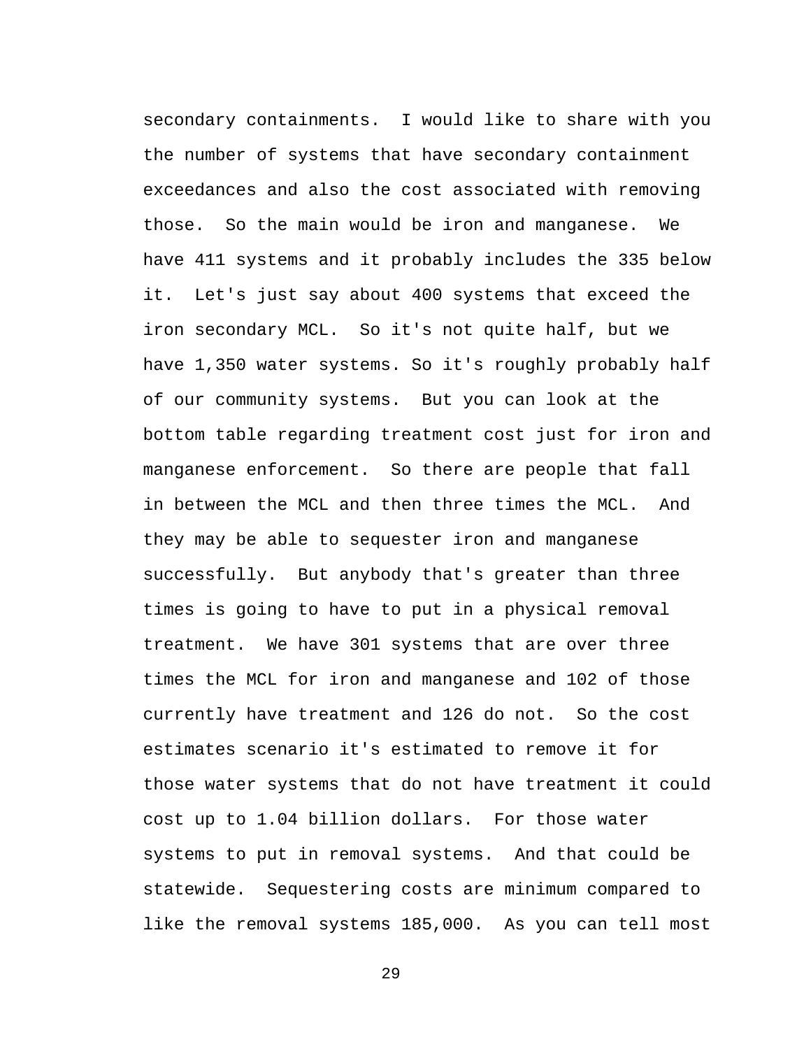secondary containments. I would like to share with you the number of systems that have secondary containment exceedances and also the cost associated with removing those. So the main would be iron and manganese. We have 411 systems and it probably includes the 335 below it. Let's just say about 400 systems that exceed the iron secondary MCL. So it's not quite half, but we have 1,350 water systems. So it's roughly probably half of our community systems. But you can look at the bottom table regarding treatment cost just for iron and manganese enforcement. So there are people that fall in between the MCL and then three times the MCL. And they may be able to sequester iron and manganese successfully. But anybody that's greater than three times is going to have to put in a physical removal treatment. We have 301 systems that are over three times the MCL for iron and manganese and 102 of those currently have treatment and 126 do not. So the cost estimates scenario it's estimated to remove it for those water systems that do not have treatment it could cost up to 1.04 billion dollars. For those water systems to put in removal systems. And that could be statewide. Sequestering costs are minimum compared to like the removal systems 185,000. As you can tell most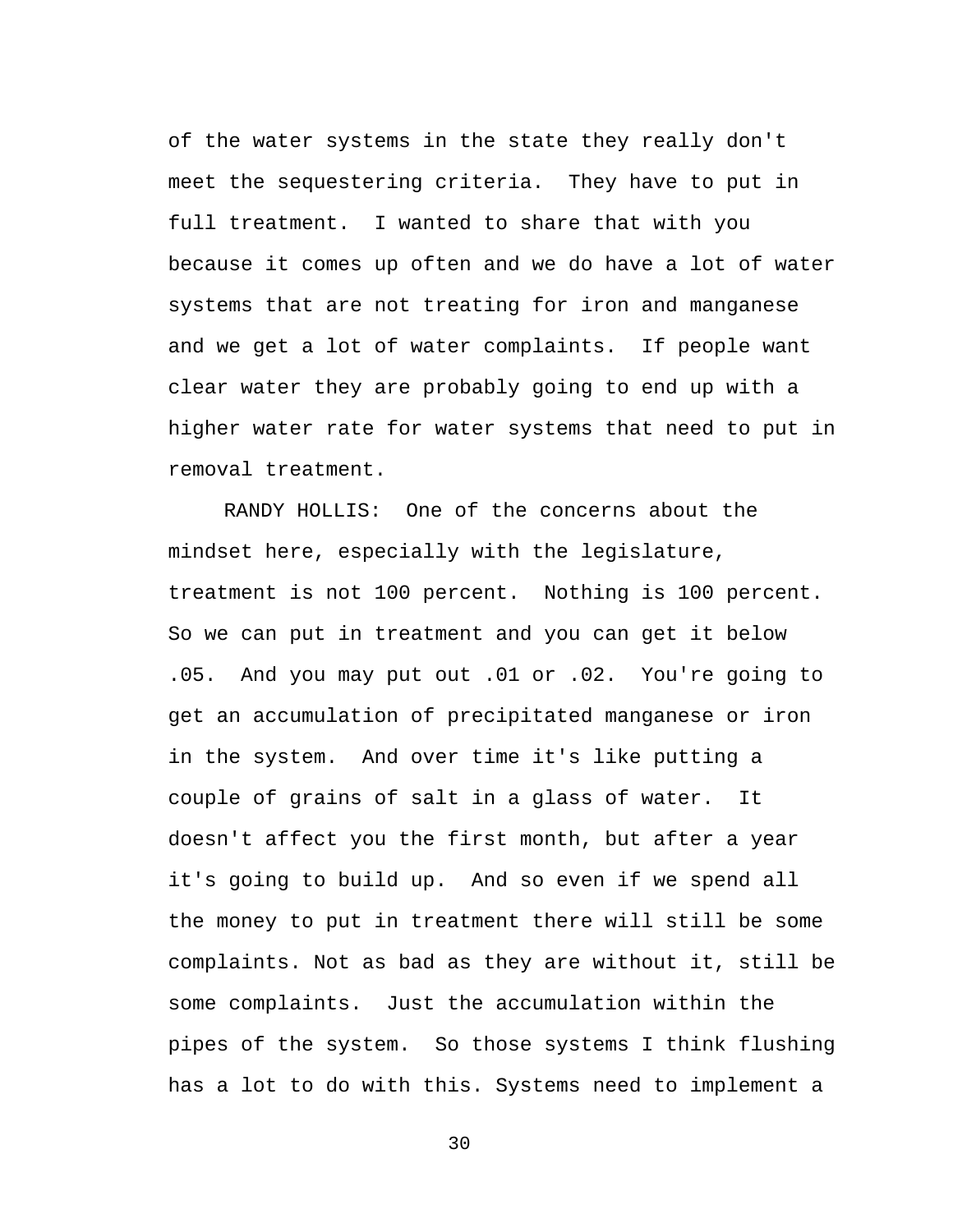of the water systems in the state they really don't meet the sequestering criteria.  They have to put in full treatment.  I wanted to share that with you because it comes up often and we do have a lot of water systems that are not treating for iron and manganese and we get a lot of water complaints.  If people want clear water they are probably going to end up with a higher water rate for water systems that need to put in removal treatment.

RANDY HOLLIS:  One of the concerns about the mindset here, especially with the legislature, treatment is not 100 percent.  Nothing is 100 percent.  So we can put in treatment and you can get it below .05.  And you may put out .01 or .02.  You're going to get an accumulation of precipitated manganese or iron in the system.  And over time it's like putting a couple of grains of salt in a glass of water.  It doesn't affect you the first month, but after a year it's going to build up.  And so even if we spend all the money to put in treatment there will still be some complaints. Not as bad as they are without it, still be some complaints.  Just the accumulation within the pipes of the system.  So those systems I think flushing has a lot to do with this. Systems need to implement a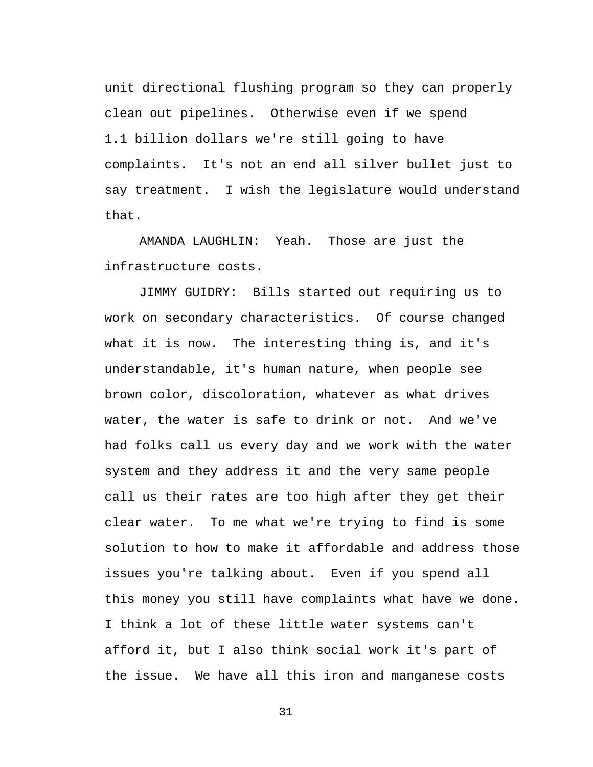unit directional flushing program so they can properly clean out pipelines. Otherwise even if we spend 1.1 billion dollars we're still going to have complaints. It's not an end all silver bullet just to say treatment. I wish the legislature would understand that.

AMANDA LAUGHLIN: Yeah. Those are just the infrastructure costs.

JIMMY GUIDRY: Bills started out requiring us to work on secondary characteristics. Of course changed what it is now. The interesting thing is, and it's understandable, it's human nature, when people see brown color, discoloration, whatever as what drives water, the water is safe to drink or not. And we've had folks call us every day and we work with the water system and they address it and the very same people call us their rates are too high after they get their clear water. To me what we're trying to find is some solution to how to make it affordable and address those issues you're talking about. Even if you spend all this money you still have complaints what have we done. I think a lot of these little water systems can't afford it, but I also think social work it's part of the issue. We have all this iron and manganese costs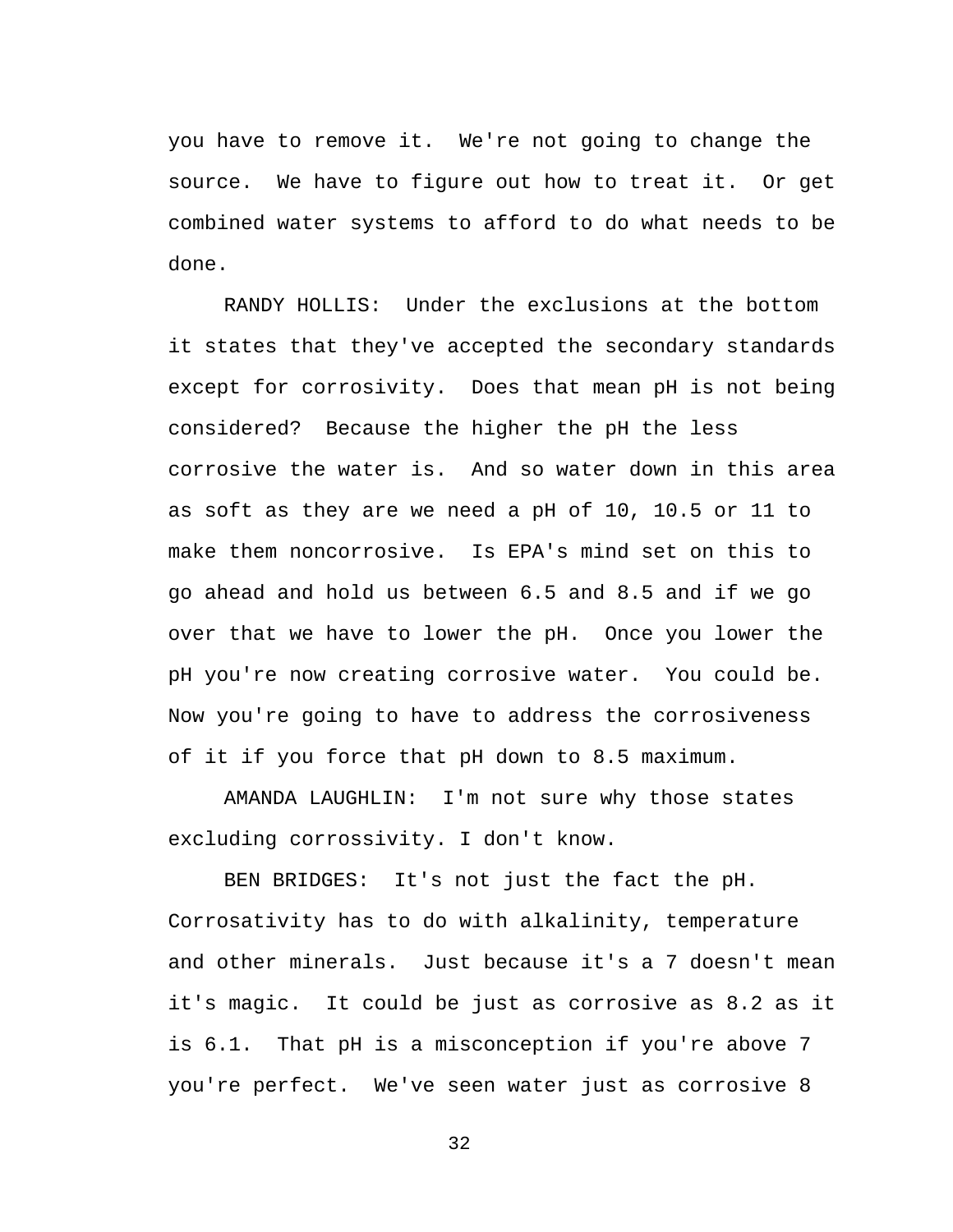you have to remove it. We're not going to change the source. We have to figure out how to treat it. Or get combined water systems to afford to do what needs to be done.

RANDY HOLLIS: Under the exclusions at the bottom it states that they've accepted the secondary standards except for corrosivity. Does that mean pH is not being considered? Because the higher the pH the less corrosive the water is. And so water down in this area as soft as they are we need a pH of 10, 10.5 or 11 to make them noncorrosive. Is EPA's mind set on this to go ahead and hold us between 6.5 and 8.5 and if we go over that we have to lower the pH. Once you lower the pH you're now creating corrosive water. You could be. Now you're going to have to address the corrosiveness of it if you force that pH down to 8.5 maximum.

AMANDA LAUGHLIN: I'm not sure why those states excluding corrossivity. I don't know.

BEN BRIDGES: It's not just the fact the pH. Corrosativity has to do with alkalinity, temperature and other minerals. Just because it's a 7 doesn't mean it's magic. It could be just as corrosive as 8.2 as it is 6.1. That pH is a misconception if you're above 7 you're perfect. We've seen water just as corrosive 8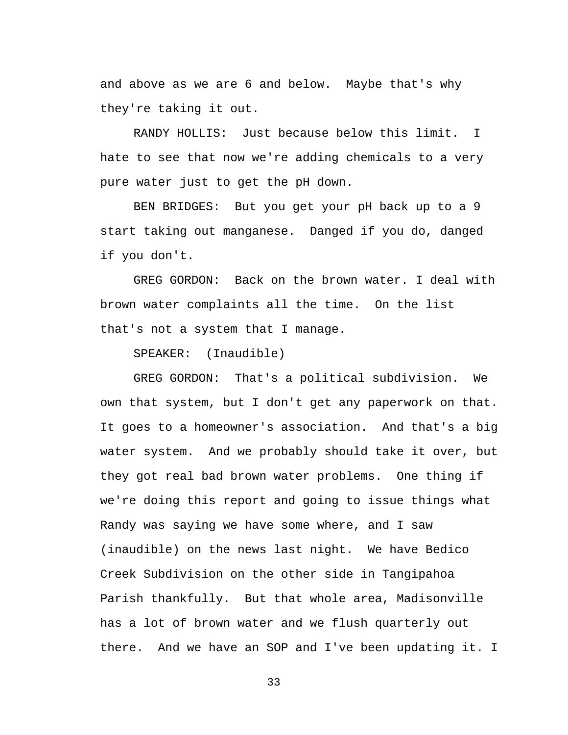and above as we are 6 and below. Maybe that's why they're taking it out.

RANDY HOLLIS: Just because below this limit. I hate to see that now we're adding chemicals to a very pure water just to get the pH down.

BEN BRIDGES: But you get your pH back up to a 9 start taking out manganese. Danged if you do, danged if you don't.

GREG GORDON: Back on the brown water. I deal with brown water complaints all the time. On the list that's not a system that I manage.

SPEAKER: (Inaudible)

GREG GORDON: That's a political subdivision. We own that system, but I don't get any paperwork on that. It goes to a homeowner's association. And that's a big water system. And we probably should take it over, but they got real bad brown water problems. One thing if we're doing this report and going to issue things what Randy was saying we have some where, and I saw (inaudible) on the news last night. We have Bedico Creek Subdivision on the other side in Tangipahoa Parish thankfully. But that whole area, Madisonville has a lot of brown water and we flush quarterly out there. And we have an SOP and I've been updating it. I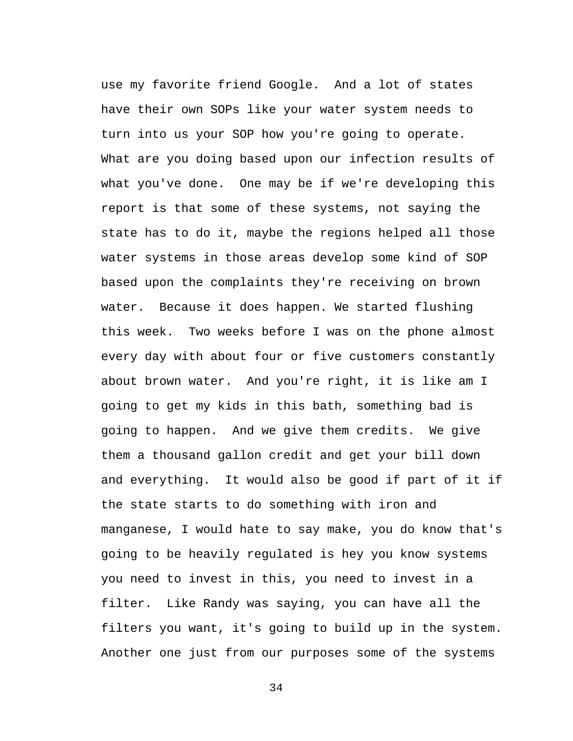use my favorite friend Google. And a lot of states have their own SOPs like your water system needs to turn into us your SOP how you're going to operate. What are you doing based upon our infection results of what you've done. One may be if we're developing this report is that some of these systems, not saying the state has to do it, maybe the regions helped all those water systems in those areas develop some kind of SOP based upon the complaints they're receiving on brown water. Because it does happen. We started flushing this week. Two weeks before I was on the phone almost every day with about four or five customers constantly about brown water. And you're right, it is like am I going to get my kids in this bath, something bad is going to happen. And we give them credits. We give them a thousand gallon credit and get your bill down and everything. It would also be good if part of it if the state starts to do something with iron and manganese, I would hate to say make, you do know that's going to be heavily regulated is hey you know systems you need to invest in this, you need to invest in a filter. Like Randy was saying, you can have all the filters you want, it's going to build up in the system. Another one just from our purposes some of the systems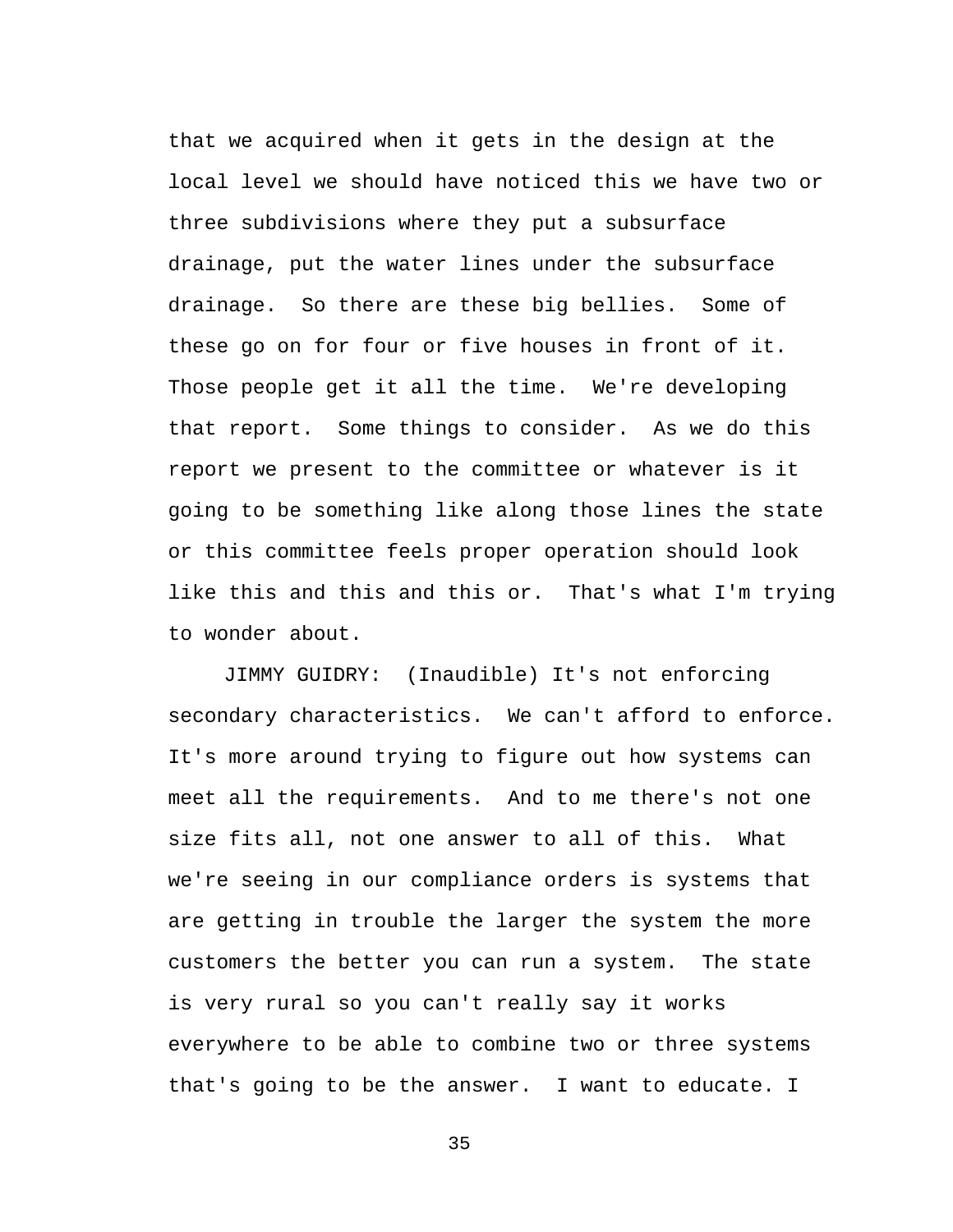that we acquired when it gets in the design at the local level we should have noticed this we have two or three subdivisions where they put a subsurface drainage, put the water lines under the subsurface drainage. So there are these big bellies. Some of these go on for four or five houses in front of it. Those people get it all the time. We're developing that report. Some things to consider. As we do this report we present to the committee or whatever is it going to be something like along those lines the state or this committee feels proper operation should look like this and this and this or. That's what I'm trying to wonder about.

JIMMY GUIDRY: (Inaudible) It's not enforcing secondary characteristics. We can't afford to enforce. It's more around trying to figure out how systems can meet all the requirements. And to me there's not one size fits all, not one answer to all of this. What we're seeing in our compliance orders is systems that are getting in trouble the larger the system the more customers the better you can run a system. The state is very rural so you can't really say it works everywhere to be able to combine two or three systems that's going to be the answer. I want to educate. I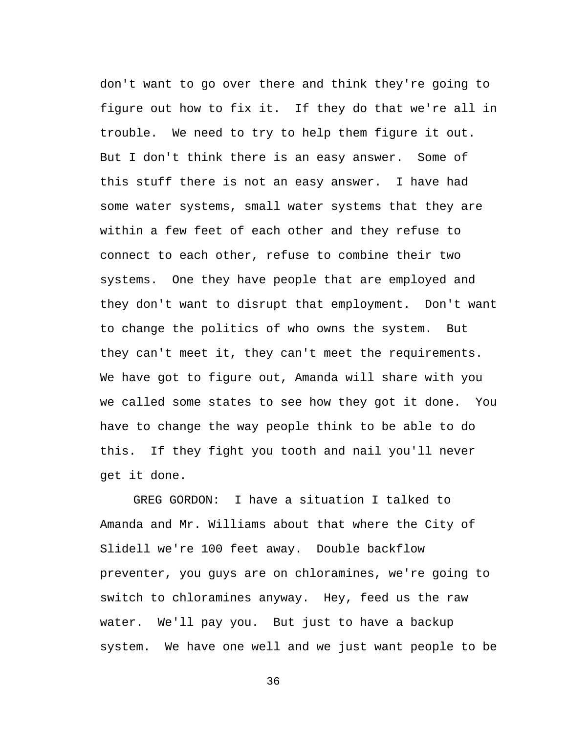don't want to go over there and think they're going to figure out how to fix it. If they do that we're all in trouble. We need to try to help them figure it out. But I don't think there is an easy answer. Some of this stuff there is not an easy answer. I have had some water systems, small water systems that they are within a few feet of each other and they refuse to connect to each other, refuse to combine their two systems. One they have people that are employed and they don't want to disrupt that employment. Don't want to change the politics of who owns the system. But they can't meet it, they can't meet the requirements. We have got to figure out, Amanda will share with you we called some states to see how they got it done. You have to change the way people think to be able to do this. If they fight you tooth and nail you'll never get it done.

GREG GORDON: I have a situation I talked to Amanda and Mr. Williams about that where the City of Slidell we're 100 feet away. Double backflow preventer, you guys are on chloramines, we're going to switch to chloramines anyway. Hey, feed us the raw water. We'll pay you. But just to have a backup system. We have one well and we just want people to be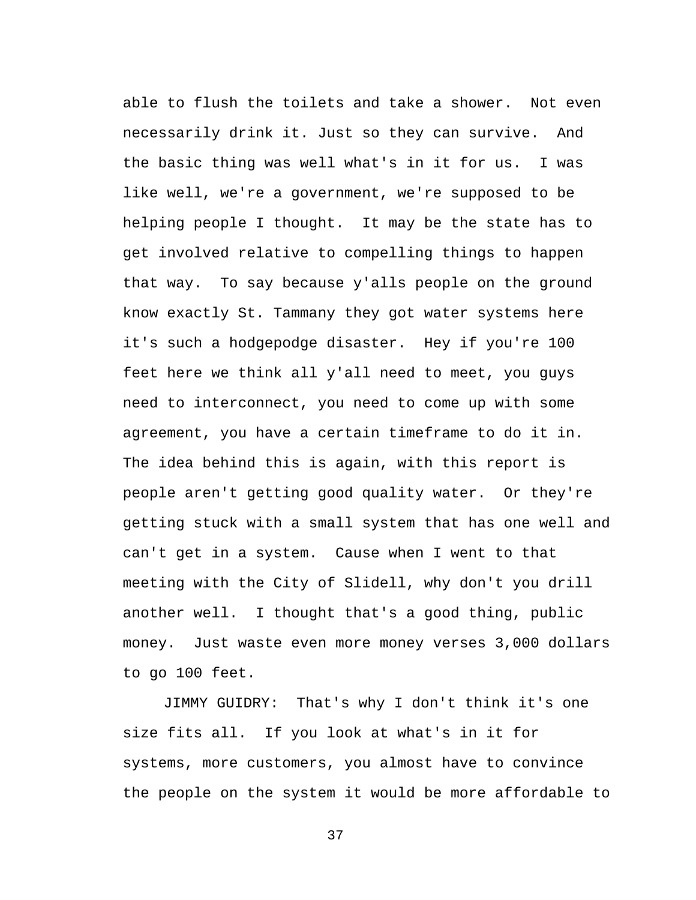able to flush the toilets and take a shower. Not even necessarily drink it. Just so they can survive. And the basic thing was well what's in it for us. I was like well, we're a government, we're supposed to be helping people I thought. It may be the state has to get involved relative to compelling things to happen that way. To say because y'alls people on the ground know exactly St. Tammany they got water systems here it's such a hodgepodge disaster. Hey if you're 100 feet here we think all y'all need to meet, you guys need to interconnect, you need to come up with some agreement, you have a certain timeframe to do it in. The idea behind this is again, with this report is people aren't getting good quality water. Or they're getting stuck with a small system that has one well and can't get in a system. Cause when I went to that meeting with the City of Slidell, why don't you drill another well. I thought that's a good thing, public money. Just waste even more money verses 3,000 dollars to go 100 feet.

JIMMY GUIDRY: That's why I don't think it's one size fits all. If you look at what's in it for systems, more customers, you almost have to convince the people on the system it would be more affordable to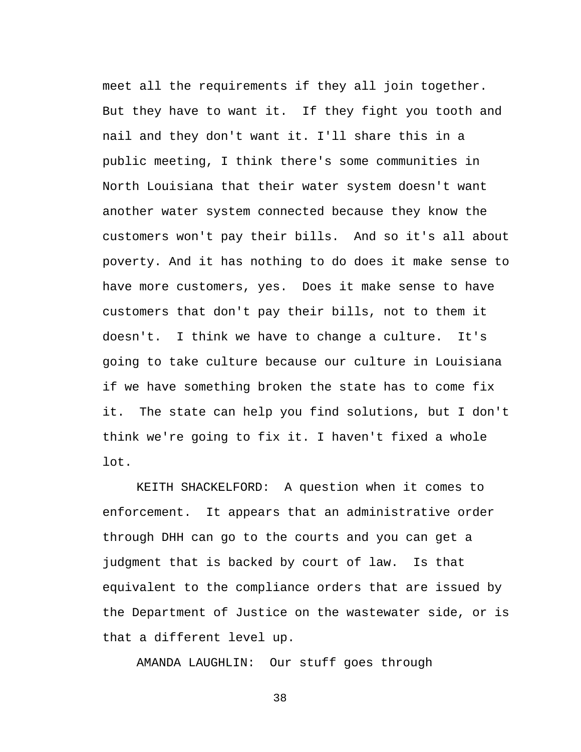meet all the requirements if they all join together. But they have to want it. If they fight you tooth and nail and they don't want it. I'll share this in a public meeting, I think there's some communities in North Louisiana that their water system doesn't want another water system connected because they know the customers won't pay their bills. And so it's all about poverty. And it has nothing to do does it make sense to have more customers, yes. Does it make sense to have customers that don't pay their bills, not to them it doesn't. I think we have to change a culture. It's going to take culture because our culture in Louisiana if we have something broken the state has to come fix it. The state can help you find solutions, but I don't think we're going to fix it. I haven't fixed a whole lot.

KEITH SHACKELFORD: A question when it comes to enforcement. It appears that an administrative order through DHH can go to the courts and you can get a judgment that is backed by court of law. Is that equivalent to the compliance orders that are issued by the Department of Justice on the wastewater side, or is that a different level up.

AMANDA LAUGHLIN: Our stuff goes through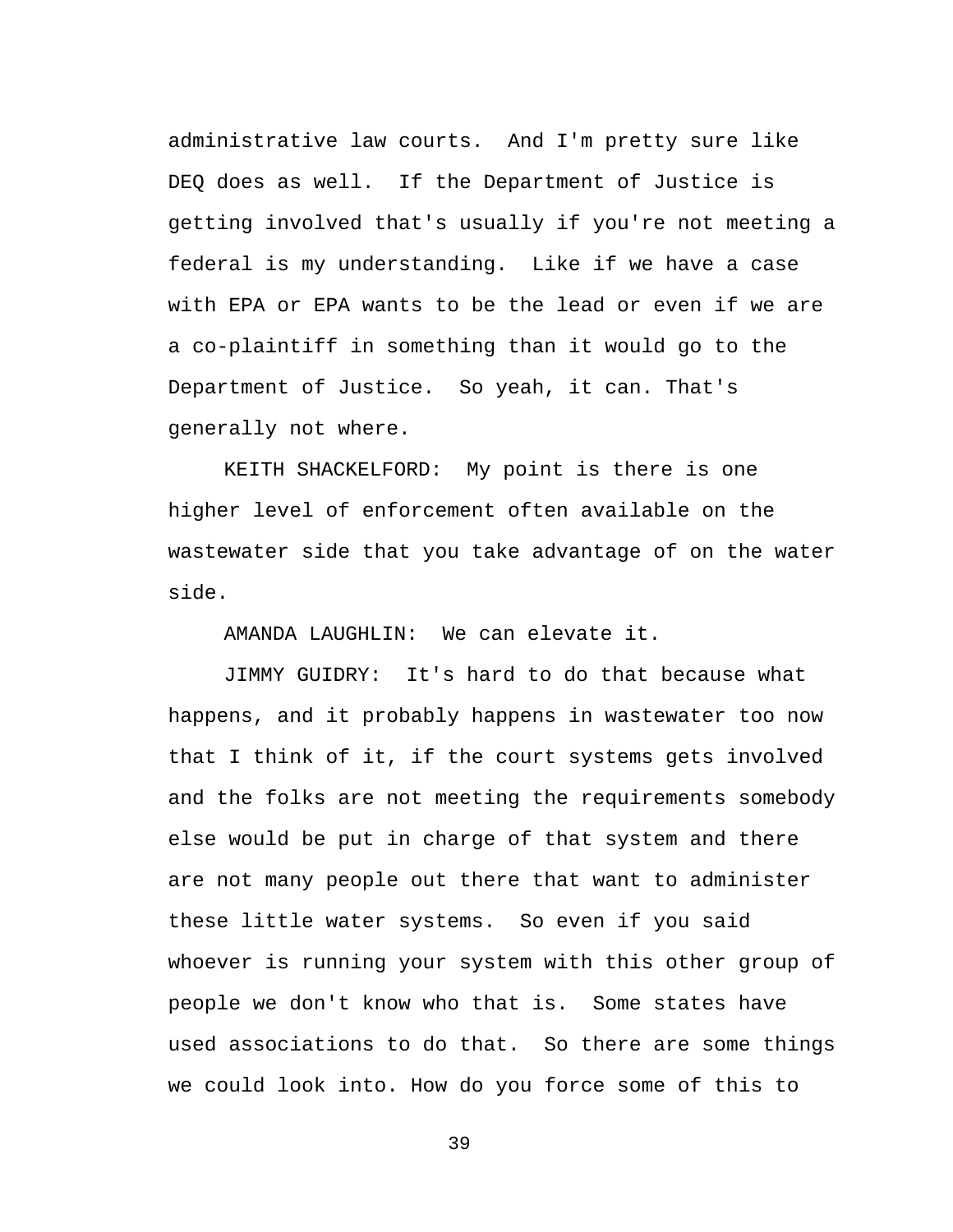administrative law courts. And I'm pretty sure like DEQ does as well. If the Department of Justice is getting involved that's usually if you're not meeting a federal is my understanding. Like if we have a case with EPA or EPA wants to be the lead or even if we are a co-plaintiff in something than it would go to the Department of Justice. So yeah, it can. That's generally not where.

KEITH SHACKELFORD: My point is there is one higher level of enforcement often available on the wastewater side that you take advantage of on the water side.

AMANDA LAUGHLIN: We can elevate it.

JIMMY GUIDRY: It's hard to do that because what happens, and it probably happens in wastewater too now that I think of it, if the court systems gets involved and the folks are not meeting the requirements somebody else would be put in charge of that system and there are not many people out there that want to administer these little water systems. So even if you said whoever is running your system with this other group of people we don't know who that is. Some states have used associations to do that. So there are some things we could look into. How do you force some of this to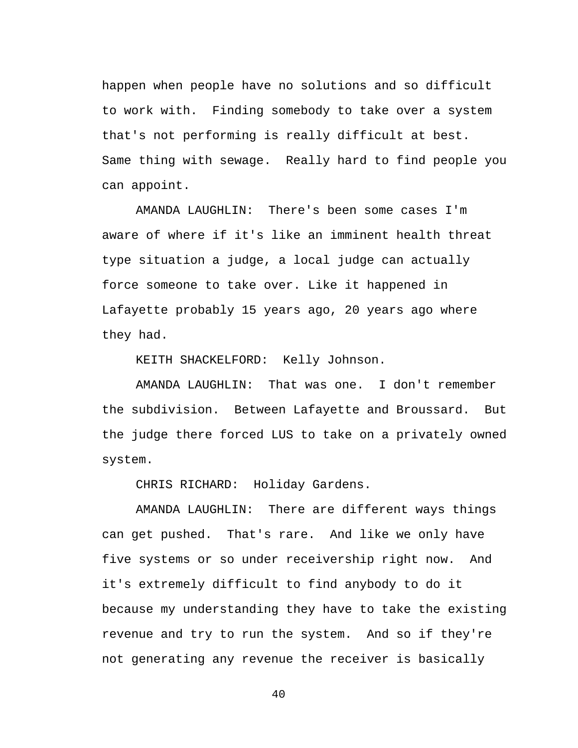happen when people have no solutions and so difficult to work with. Finding somebody to take over a system that's not performing is really difficult at best. Same thing with sewage. Really hard to find people you can appoint.

AMANDA LAUGHLIN: There's been some cases I'm aware of where if it's like an imminent health threat type situation a judge, a local judge can actually force someone to take over. Like it happened in Lafayette probably 15 years ago, 20 years ago where they had.

KEITH SHACKELFORD: Kelly Johnson.

AMANDA LAUGHLIN: That was one. I don't remember the subdivision. Between Lafayette and Broussard. But the judge there forced LUS to take on a privately owned system.

CHRIS RICHARD: Holiday Gardens.

AMANDA LAUGHLIN: There are different ways things can get pushed. That's rare. And like we only have five systems or so under receivership right now. And it's extremely difficult to find anybody to do it because my understanding they have to take the existing revenue and try to run the system. And so if they're not generating any revenue the receiver is basically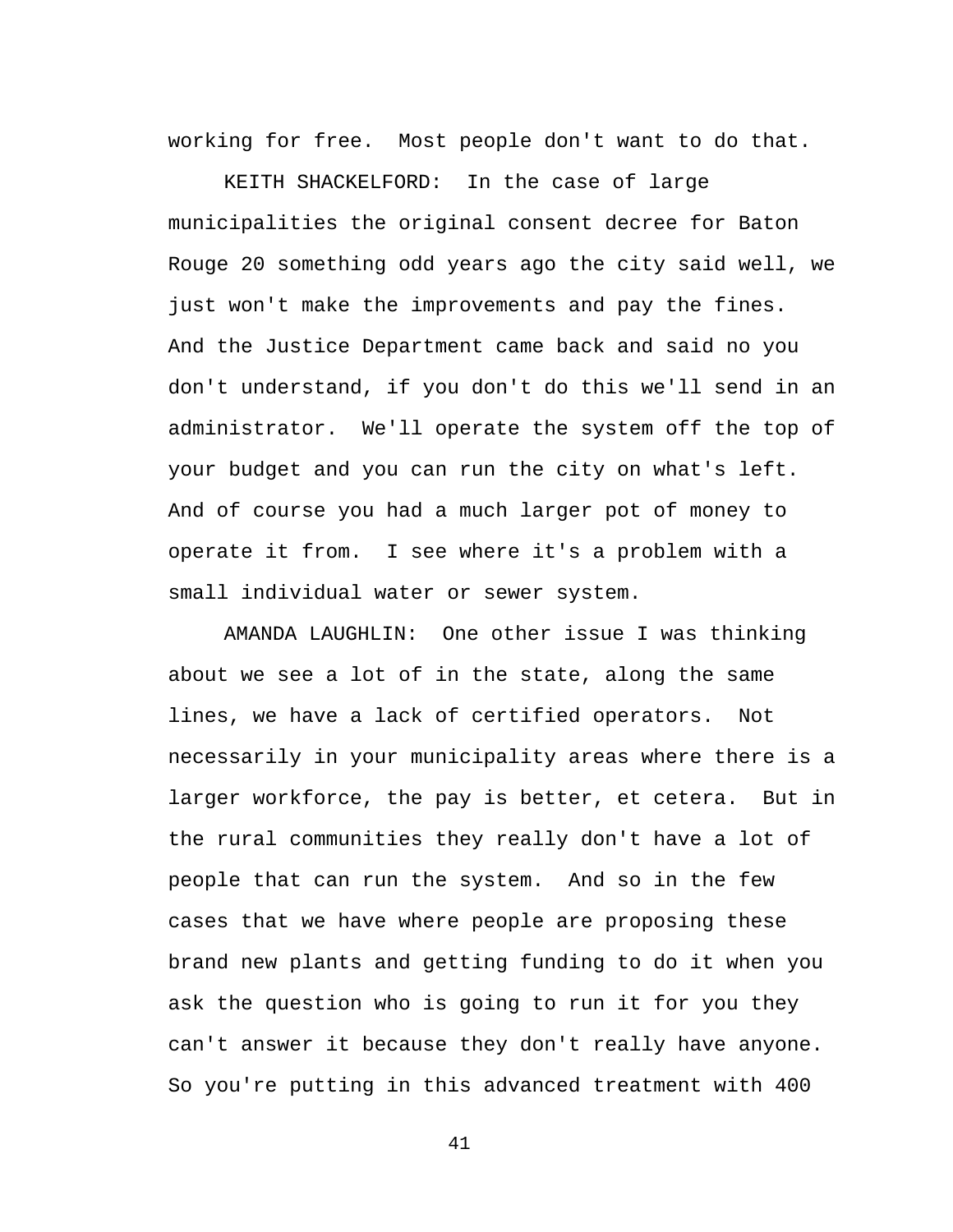working for free.  Most people don't want to do that.

KEITH SHACKELFORD:  In the case of large municipalities the original consent decree for Baton Rouge 20 something odd years ago the city said well, we just won't make the improvements and pay the fines. And the Justice Department came back and said no you don't understand, if you don't do this we'll send in an administrator.  We'll operate the system off the top of your budget and you can run the city on what's left. And of course you had a much larger pot of money to operate it from.  I see where it's a problem with a small individual water or sewer system.

AMANDA LAUGHLIN:  One other issue I was thinking about we see a lot of in the state, along the same lines, we have a lack of certified operators.  Not necessarily in your municipality areas where there is a larger workforce, the pay is better, et cetera.  But in the rural communities they really don't have a lot of people that can run the system.  And so in the few cases that we have where people are proposing these brand new plants and getting funding to do it when you ask the question who is going to run it for you they can't answer it because they don't really have anyone. So you're putting in this advanced treatment with 400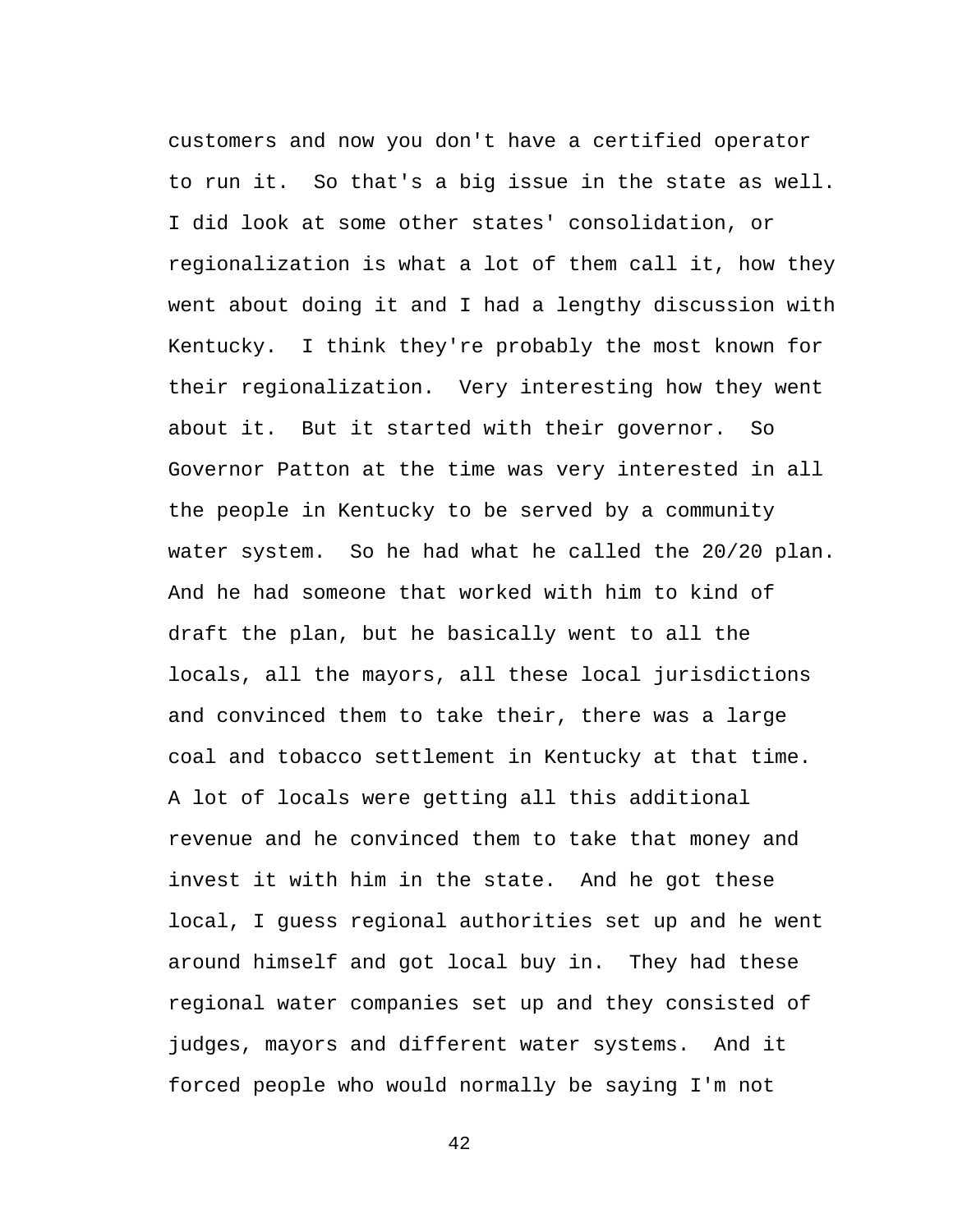customers and now you don't have a certified operator to run it. So that's a big issue in the state as well. I did look at some other states' consolidation, or regionalization is what a lot of them call it, how they went about doing it and I had a lengthy discussion with Kentucky. I think they're probably the most known for their regionalization. Very interesting how they went about it. But it started with their governor. So Governor Patton at the time was very interested in all the people in Kentucky to be served by a community water system. So he had what he called the 20/20 plan. And he had someone that worked with him to kind of draft the plan, but he basically went to all the locals, all the mayors, all these local jurisdictions and convinced them to take their, there was a large coal and tobacco settlement in Kentucky at that time. A lot of locals were getting all this additional revenue and he convinced them to take that money and invest it with him in the state. And he got these local, I guess regional authorities set up and he went around himself and got local buy in. They had these regional water companies set up and they consisted of judges, mayors and different water systems. And it forced people who would normally be saying I'm not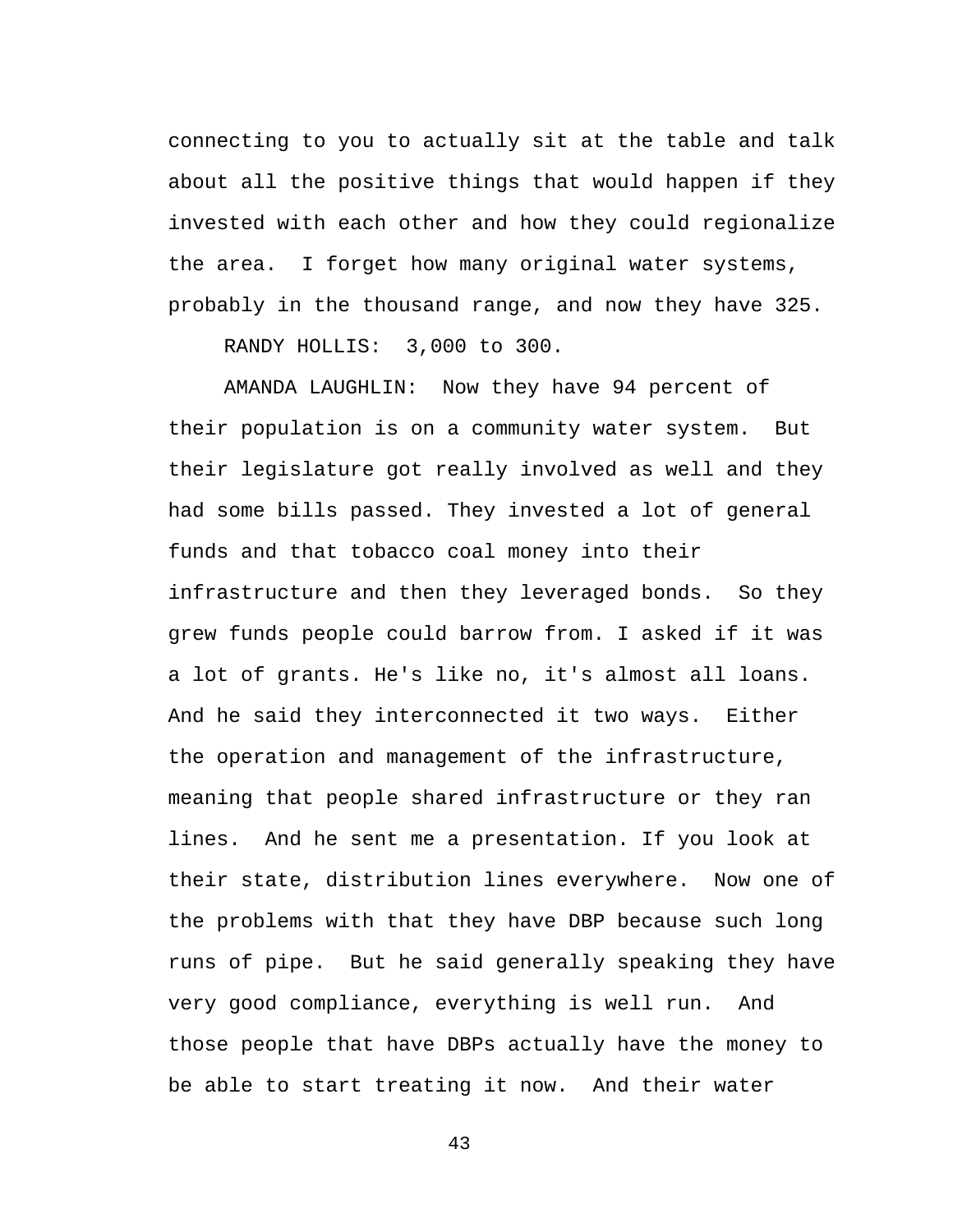connecting to you to actually sit at the table and talk about all the positive things that would happen if they invested with each other and how they could regionalize the area. I forget how many original water systems, probably in the thousand range, and now they have 325.

RANDY HOLLIS: 3,000 to 300.

AMANDA LAUGHLIN: Now they have 94 percent of their population is on a community water system. But their legislature got really involved as well and they had some bills passed. They invested a lot of general funds and that tobacco coal money into their infrastructure and then they leveraged bonds. So they grew funds people could barrow from. I asked if it was a lot of grants. He's like no, it's almost all loans. And he said they interconnected it two ways. Either the operation and management of the infrastructure, meaning that people shared infrastructure or they ran lines. And he sent me a presentation. If you look at their state, distribution lines everywhere. Now one of the problems with that they have DBP because such long runs of pipe. But he said generally speaking they have very good compliance, everything is well run. And those people that have DBPs actually have the money to be able to start treating it now. And their water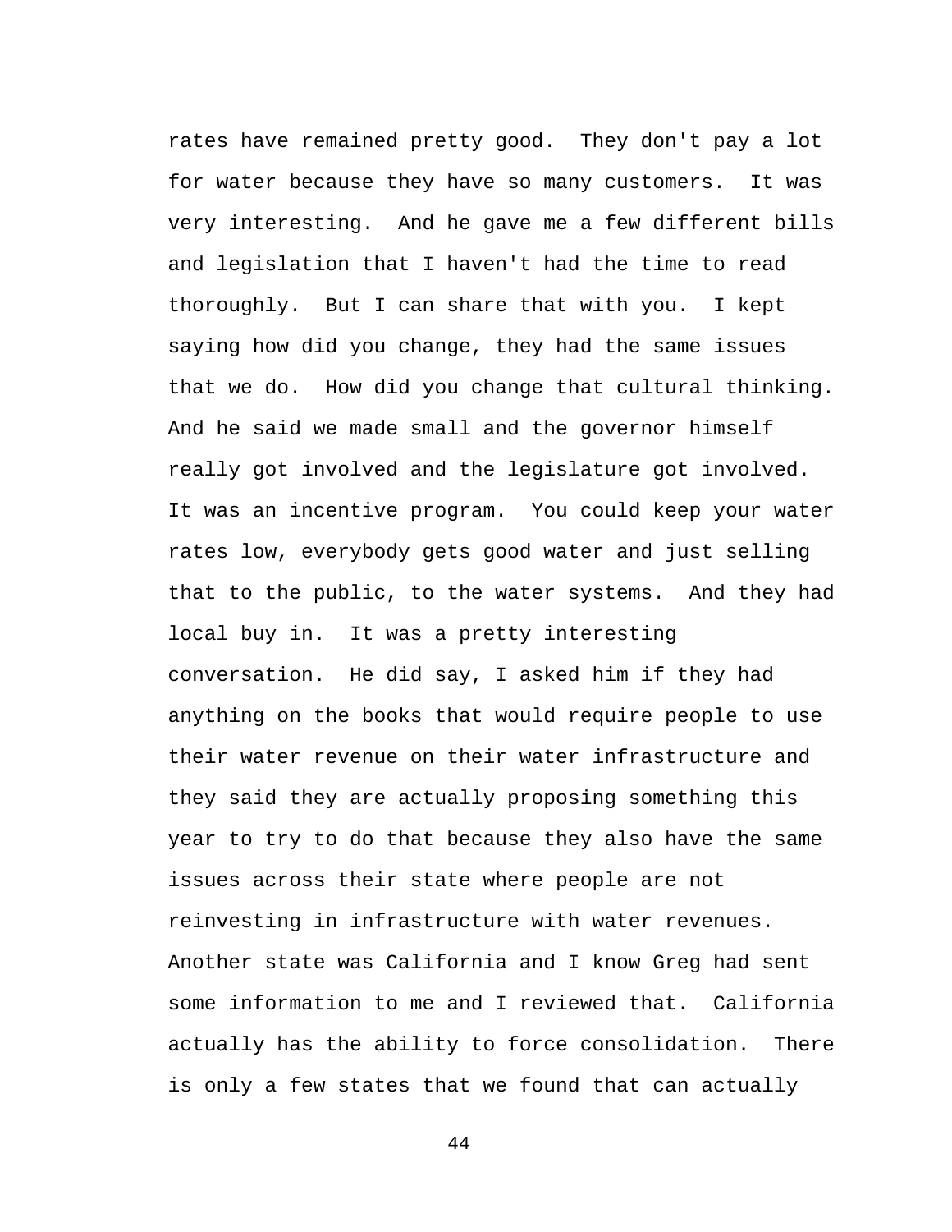rates have remained pretty good. They don't pay a lot for water because they have so many customers. It was very interesting. And he gave me a few different bills and legislation that I haven't had the time to read thoroughly. But I can share that with you. I kept saying how did you change, they had the same issues that we do. How did you change that cultural thinking. And he said we made small and the governor himself really got involved and the legislature got involved. It was an incentive program. You could keep your water rates low, everybody gets good water and just selling that to the public, to the water systems. And they had local buy in. It was a pretty interesting conversation. He did say, I asked him if they had anything on the books that would require people to use their water revenue on their water infrastructure and they said they are actually proposing something this year to try to do that because they also have the same issues across their state where people are not reinvesting in infrastructure with water revenues. Another state was California and I know Greg had sent some information to me and I reviewed that. California actually has the ability to force consolidation. There is only a few states that we found that can actually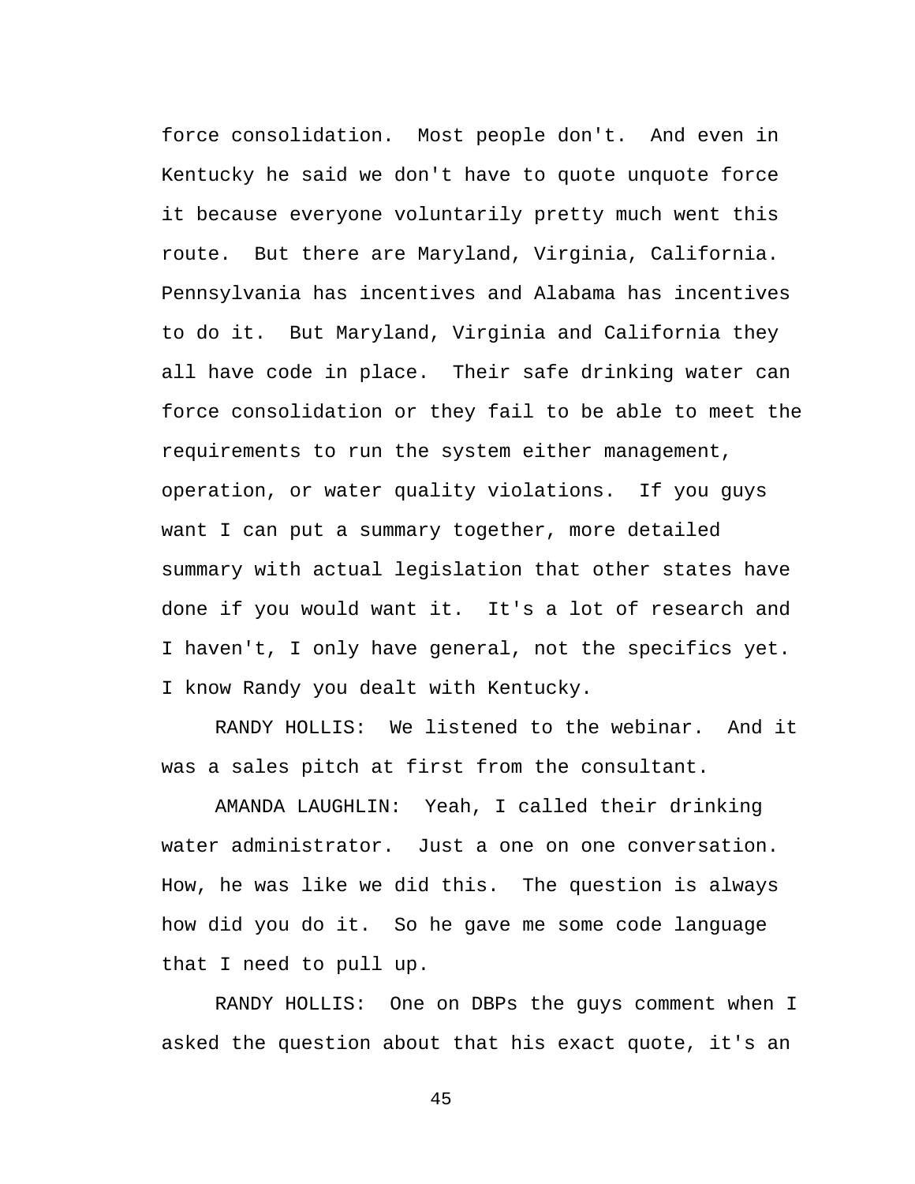force consolidation. Most people don't. And even in Kentucky he said we don't have to quote unquote force it because everyone voluntarily pretty much went this route. But there are Maryland, Virginia, California. Pennsylvania has incentives and Alabama has incentives to do it. But Maryland, Virginia and California they all have code in place. Their safe drinking water can force consolidation or they fail to be able to meet the requirements to run the system either management, operation, or water quality violations. If you guys want I can put a summary together, more detailed summary with actual legislation that other states have done if you would want it. It's a lot of research and I haven't, I only have general, not the specifics yet. I know Randy you dealt with Kentucky.

RANDY HOLLIS: We listened to the webinar. And it was a sales pitch at first from the consultant.

AMANDA LAUGHLIN: Yeah, I called their drinking water administrator. Just a one on one conversation. How, he was like we did this. The question is always how did you do it. So he gave me some code language that I need to pull up.

RANDY HOLLIS: One on DBPs the guys comment when I asked the question about that his exact quote, it's an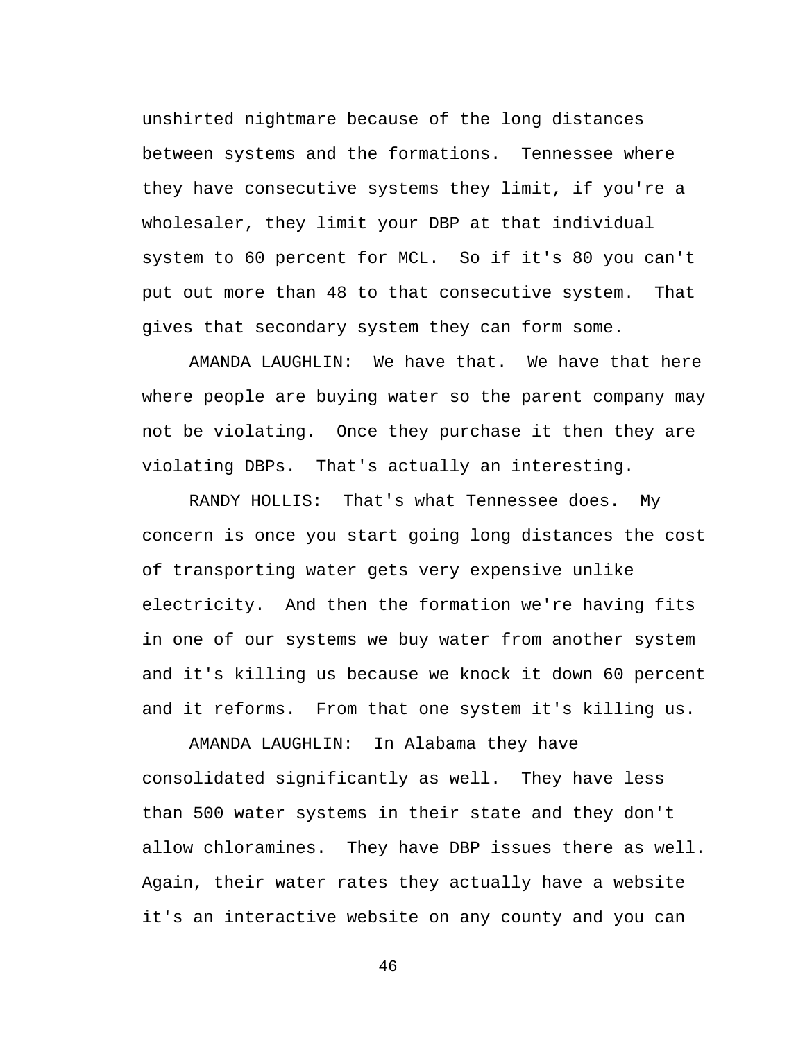unshirted nightmare because of the long distances between systems and the formations. Tennessee where they have consecutive systems they limit, if you're a wholesaler, they limit your DBP at that individual system to 60 percent for MCL. So if it's 80 you can't put out more than 48 to that consecutive system. That gives that secondary system they can form some.

AMANDA LAUGHLIN: We have that. We have that here where people are buying water so the parent company may not be violating. Once they purchase it then they are violating DBPs. That's actually an interesting.

RANDY HOLLIS: That's what Tennessee does. My concern is once you start going long distances the cost of transporting water gets very expensive unlike electricity. And then the formation we're having fits in one of our systems we buy water from another system and it's killing us because we knock it down 60 percent and it reforms. From that one system it's killing us.

AMANDA LAUGHLIN: In Alabama they have consolidated significantly as well. They have less than 500 water systems in their state and they don't allow chloramines. They have DBP issues there as well. Again, their water rates they actually have a website it's an interactive website on any county and you can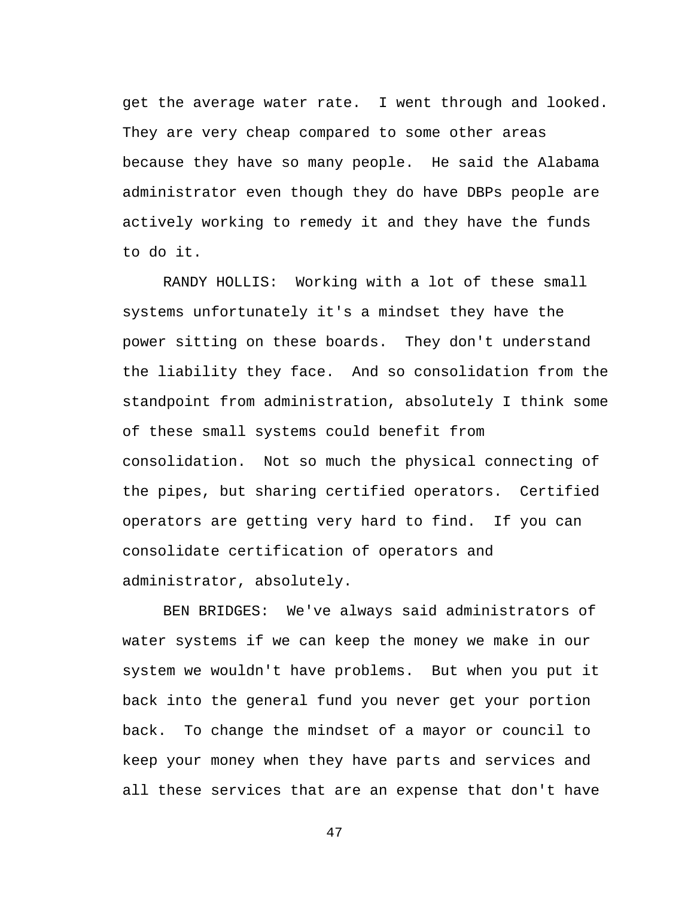get the average water rate. I went through and looked. They are very cheap compared to some other areas because they have so many people. He said the Alabama administrator even though they do have DBPs people are actively working to remedy it and they have the funds to do it.

RANDY HOLLIS: Working with a lot of these small systems unfortunately it's a mindset they have the power sitting on these boards. They don't understand the liability they face. And so consolidation from the standpoint from administration, absolutely I think some of these small systems could benefit from consolidation. Not so much the physical connecting of the pipes, but sharing certified operators. Certified operators are getting very hard to find. If you can consolidate certification of operators and administrator, absolutely.

BEN BRIDGES: We've always said administrators of water systems if we can keep the money we make in our system we wouldn't have problems. But when you put it back into the general fund you never get your portion back. To change the mindset of a mayor or council to keep your money when they have parts and services and all these services that are an expense that don't have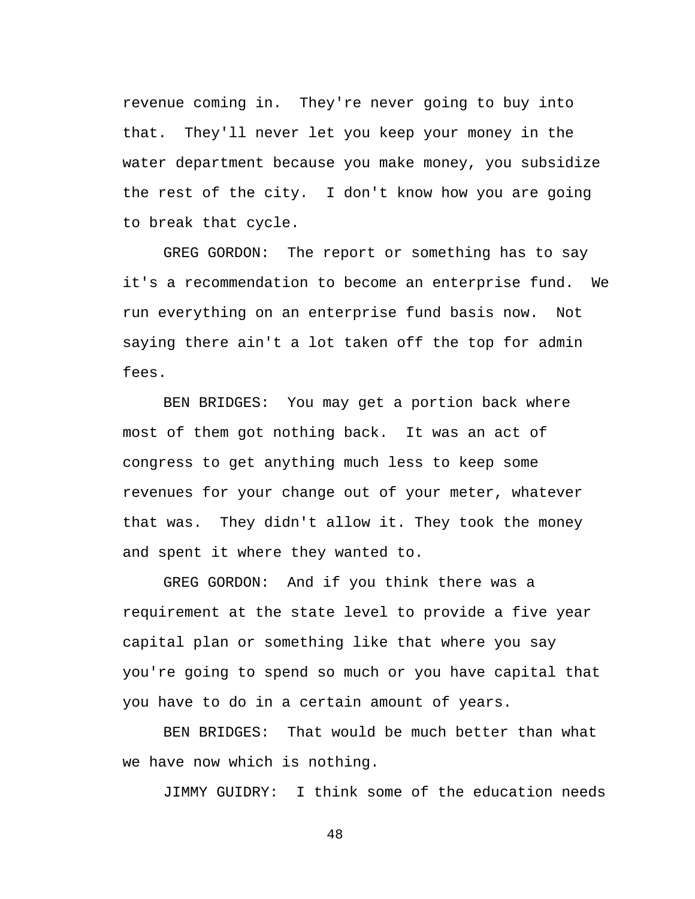revenue coming in. They're never going to buy into that. They'll never let you keep your money in the water department because you make money, you subsidize the rest of the city. I don't know how you are going to break that cycle.

GREG GORDON: The report or something has to say it's a recommendation to become an enterprise fund. We run everything on an enterprise fund basis now. Not saying there ain't a lot taken off the top for admin fees.

BEN BRIDGES: You may get a portion back where most of them got nothing back. It was an act of congress to get anything much less to keep some revenues for your change out of your meter, whatever that was. They didn't allow it. They took the money and spent it where they wanted to.

GREG GORDON: And if you think there was a requirement at the state level to provide a five year capital plan or something like that where you say you're going to spend so much or you have capital that you have to do in a certain amount of years.

BEN BRIDGES: That would be much better than what we have now which is nothing.

JIMMY GUIDRY: I think some of the education needs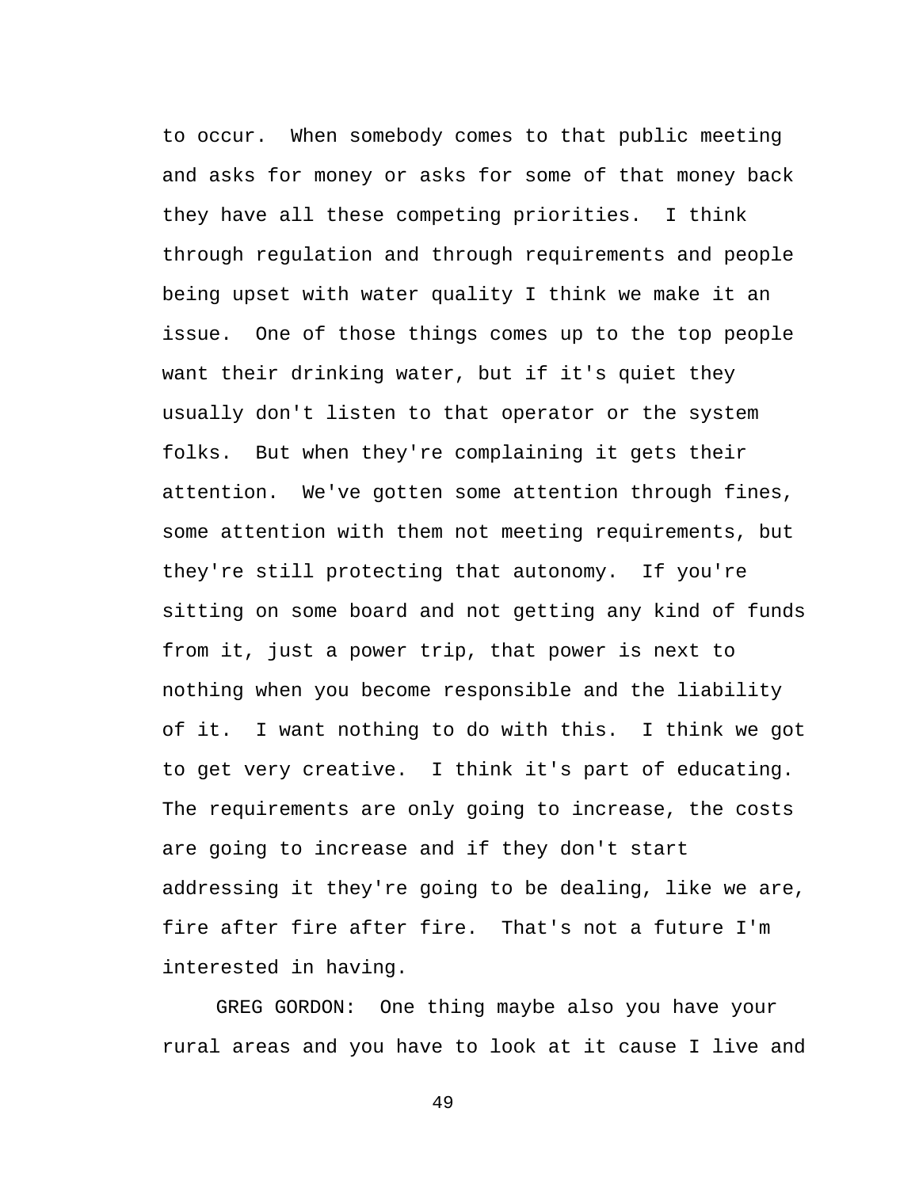to occur. When somebody comes to that public meeting and asks for money or asks for some of that money back they have all these competing priorities. I think through regulation and through requirements and people being upset with water quality I think we make it an issue. One of those things comes up to the top people want their drinking water, but if it's quiet they usually don't listen to that operator or the system folks. But when they're complaining it gets their attention. We've gotten some attention through fines, some attention with them not meeting requirements, but they're still protecting that autonomy. If you're sitting on some board and not getting any kind of funds from it, just a power trip, that power is next to nothing when you become responsible and the liability of it. I want nothing to do with this. I think we got to get very creative. I think it's part of educating. The requirements are only going to increase, the costs are going to increase and if they don't start addressing it they're going to be dealing, like we are, fire after fire after fire. That's not a future I'm interested in having.

GREG GORDON: One thing maybe also you have your rural areas and you have to look at it cause I live and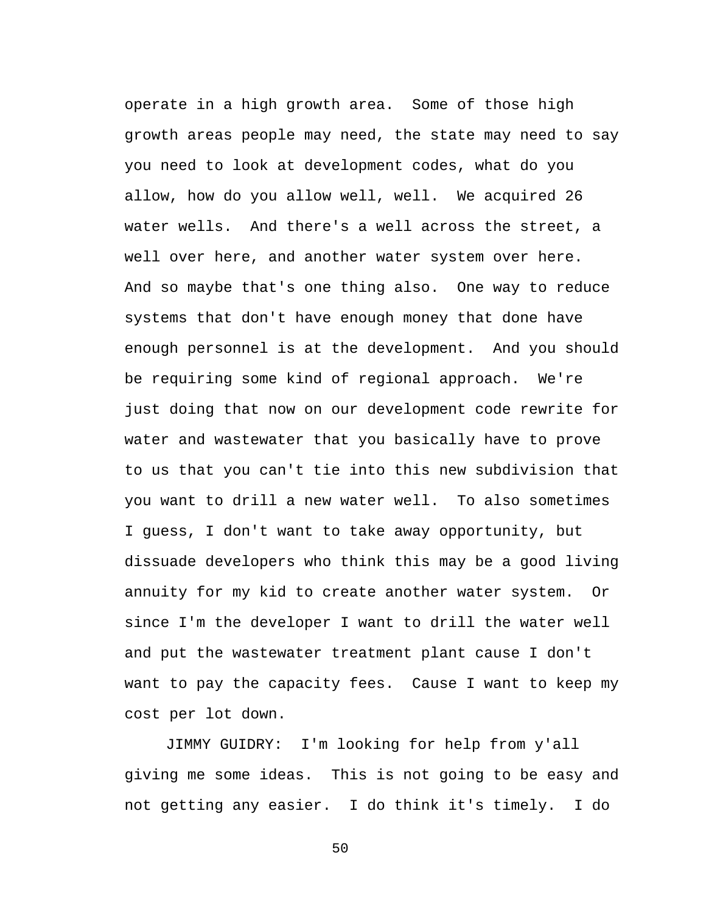operate in a high growth area. Some of those high growth areas people may need, the state may need to say you need to look at development codes, what do you allow, how do you allow well, well. We acquired 26 water wells. And there's a well across the street, a well over here, and another water system over here. And so maybe that's one thing also. One way to reduce systems that don't have enough money that done have enough personnel is at the development. And you should be requiring some kind of regional approach. We're just doing that now on our development code rewrite for water and wastewater that you basically have to prove to us that you can't tie into this new subdivision that you want to drill a new water well. To also sometimes I guess, I don't want to take away opportunity, but dissuade developers who think this may be a good living annuity for my kid to create another water system. Or since I'm the developer I want to drill the water well and put the wastewater treatment plant cause I don't want to pay the capacity fees. Cause I want to keep my cost per lot down.

JIMMY GUIDRY: I'm looking for help from y'all giving me some ideas. This is not going to be easy and not getting any easier. I do think it's timely. I do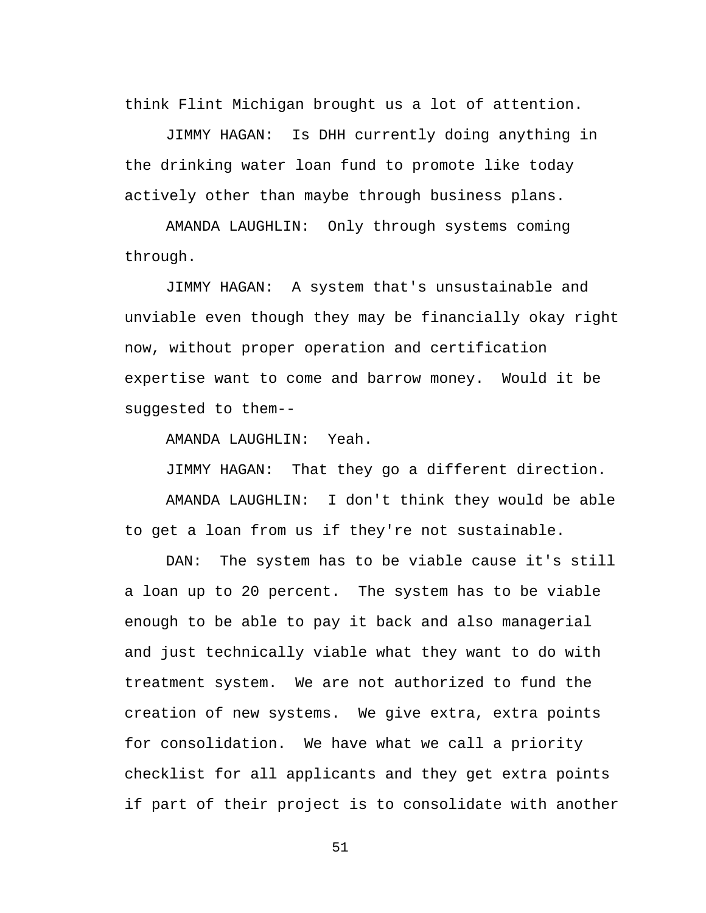think Flint Michigan brought us a lot of attention.

JIMMY HAGAN: Is DHH currently doing anything in the drinking water loan fund to promote like today actively other than maybe through business plans.

AMANDA LAUGHLIN: Only through systems coming through.

JIMMY HAGAN: A system that's unsustainable and unviable even though they may be financially okay right now, without proper operation and certification expertise want to come and barrow money. Would it be suggested to them--

AMANDA LAUGHLIN: Yeah.

JIMMY HAGAN: That they go a different direction.

AMANDA LAUGHLIN: I don't think they would be able to get a loan from us if they're not sustainable.

DAN: The system has to be viable cause it's still a loan up to 20 percent. The system has to be viable enough to be able to pay it back and also managerial and just technically viable what they want to do with treatment system. We are not authorized to fund the creation of new systems. We give extra, extra points for consolidation. We have what we call a priority checklist for all applicants and they get extra points if part of their project is to consolidate with another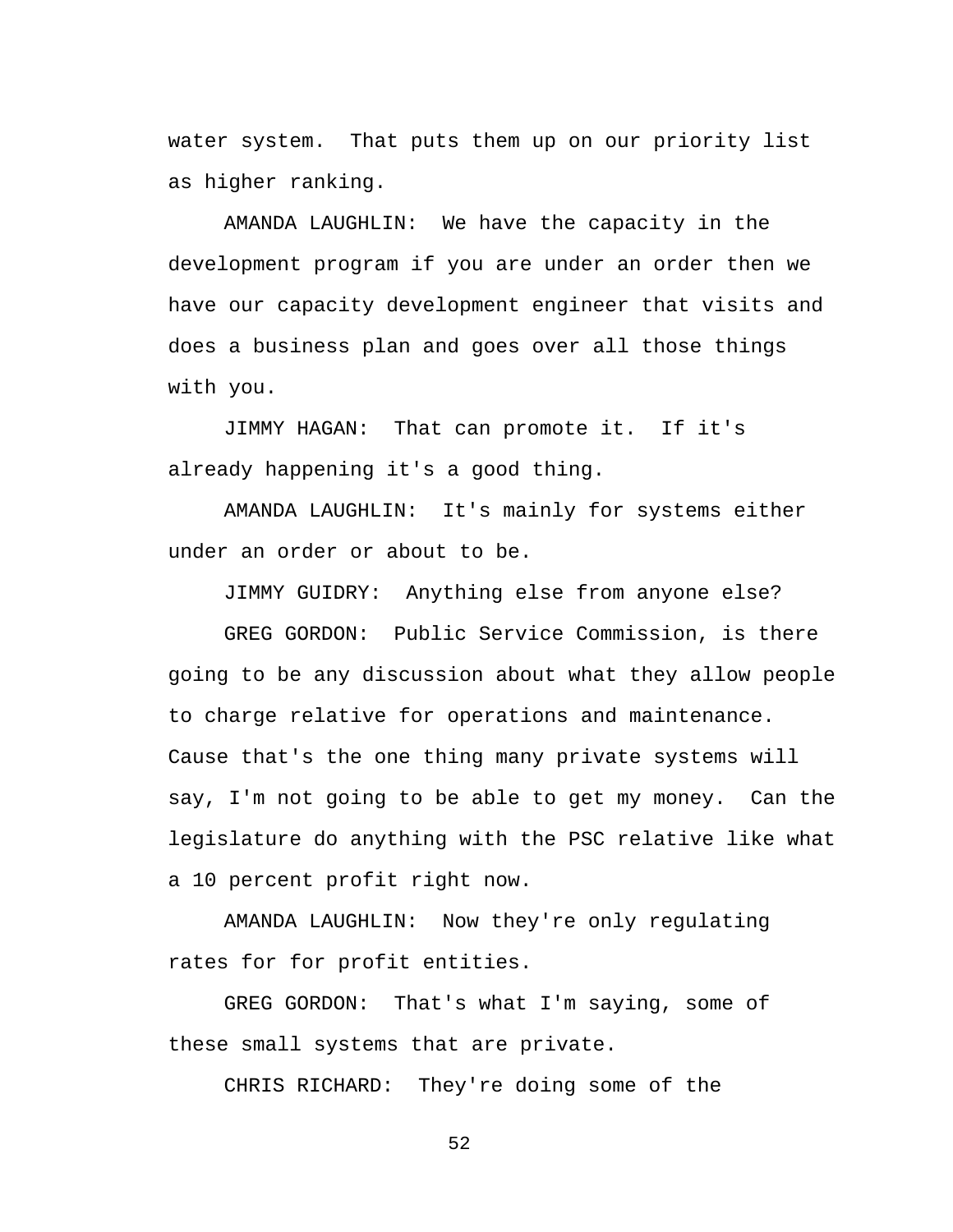water system. That puts them up on our priority list as higher ranking.

AMANDA LAUGHLIN: We have the capacity in the development program if you are under an order then we have our capacity development engineer that visits and does a business plan and goes over all those things with you.

JIMMY HAGAN: That can promote it. If it's already happening it's a good thing.

AMANDA LAUGHLIN: It's mainly for systems either under an order or about to be.

JIMMY GUIDRY: Anything else from anyone else?

GREG GORDON: Public Service Commission, is there going to be any discussion about what they allow people to charge relative for operations and maintenance. Cause that's the one thing many private systems will say, I'm not going to be able to get my money. Can the legislature do anything with the PSC relative like what a 10 percent profit right now.

AMANDA LAUGHLIN: Now they're only regulating rates for for profit entities.

GREG GORDON: That's what I'm saying, some of these small systems that are private.

CHRIS RICHARD: They're doing some of the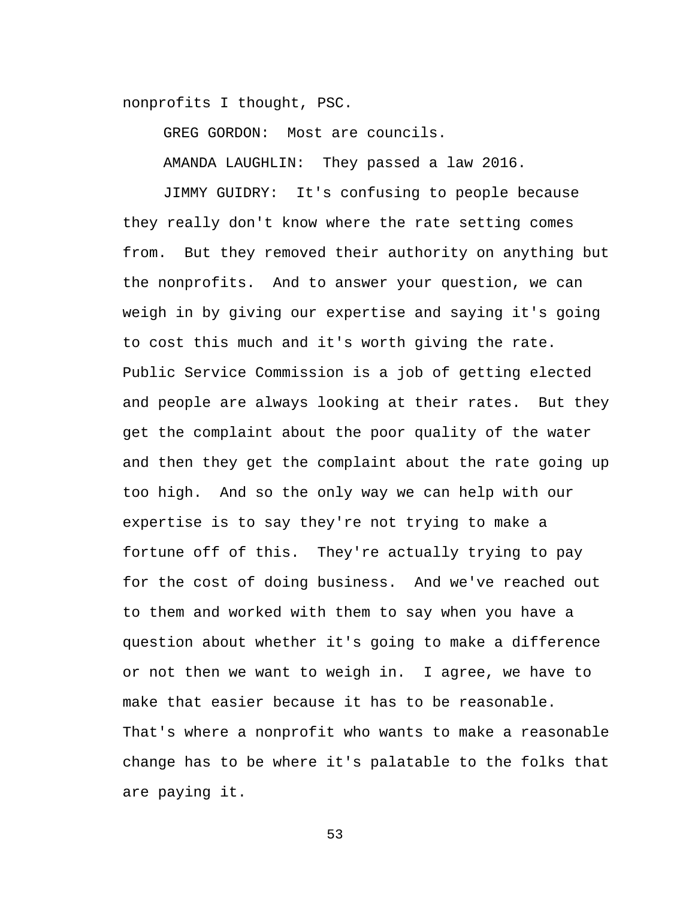nonprofits I thought, PSC.

GREG GORDON: Most are councils.

AMANDA LAUGHLIN: They passed a law 2016.

JIMMY GUIDRY: It's confusing to people because they really don't know where the rate setting comes from. But they removed their authority on anything but the nonprofits. And to answer your question, we can weigh in by giving our expertise and saying it's going to cost this much and it's worth giving the rate. Public Service Commission is a job of getting elected and people are always looking at their rates. But they get the complaint about the poor quality of the water and then they get the complaint about the rate going up too high. And so the only way we can help with our expertise is to say they're not trying to make a fortune off of this. They're actually trying to pay for the cost of doing business. And we've reached out to them and worked with them to say when you have a question about whether it's going to make a difference or not then we want to weigh in. I agree, we have to make that easier because it has to be reasonable. That's where a nonprofit who wants to make a reasonable change has to be where it's palatable to the folks that are paying it.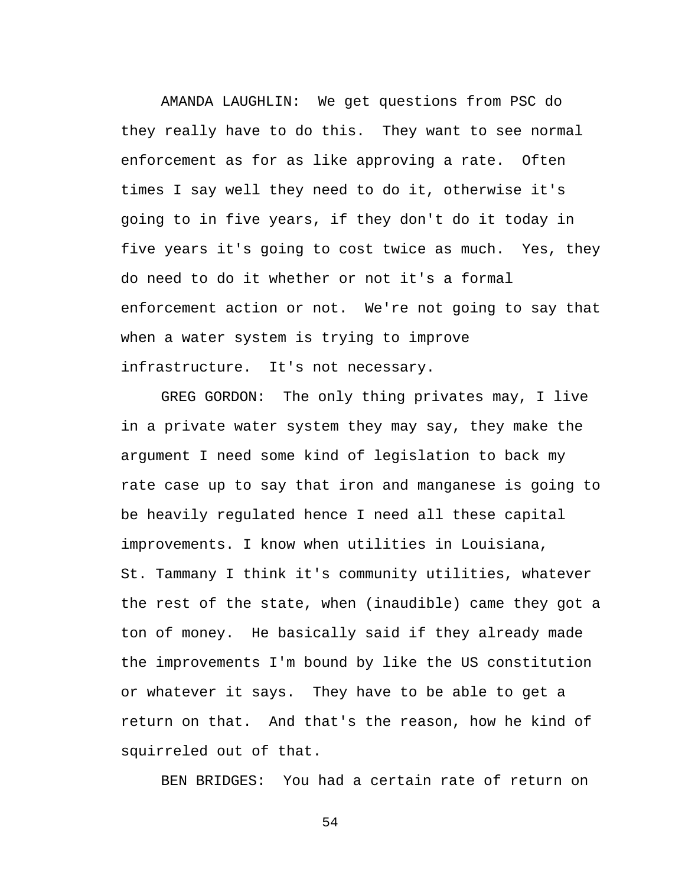AMANDA LAUGHLIN: We get questions from PSC do they really have to do this. They want to see normal enforcement as for as like approving a rate. Often times I say well they need to do it, otherwise it's going to in five years, if they don't do it today in five years it's going to cost twice as much. Yes, they do need to do it whether or not it's a formal enforcement action or not. We're not going to say that when a water system is trying to improve infrastructure. It's not necessary.

GREG GORDON: The only thing privates may, I live in a private water system they may say, they make the argument I need some kind of legislation to back my rate case up to say that iron and manganese is going to be heavily regulated hence I need all these capital improvements. I know when utilities in Louisiana, St. Tammany I think it's community utilities, whatever the rest of the state, when (inaudible) came they got a ton of money. He basically said if they already made the improvements I'm bound by like the US constitution or whatever it says. They have to be able to get a return on that. And that's the reason, how he kind of squirreled out of that.

BEN BRIDGES: You had a certain rate of return on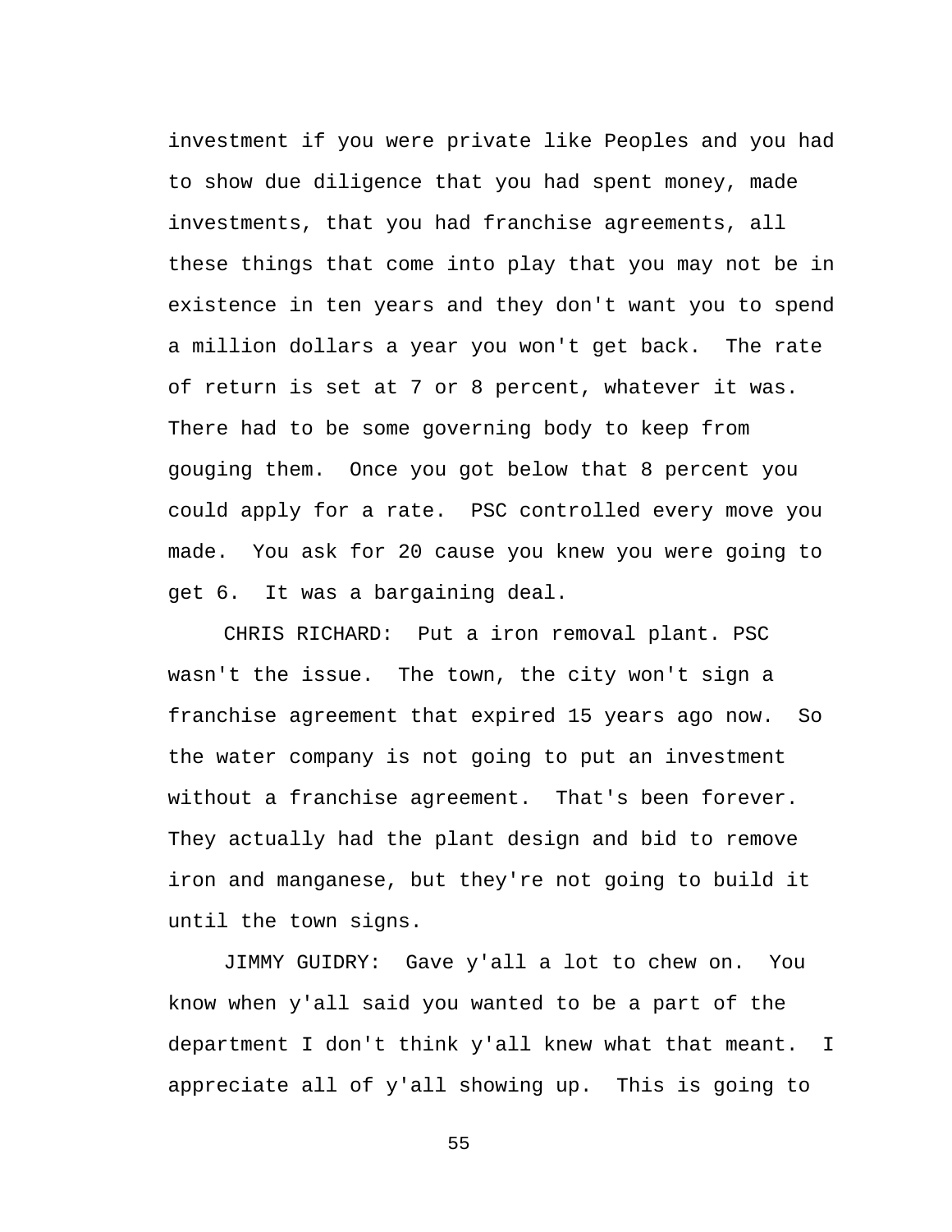investment if you were private like Peoples and you had to show due diligence that you had spent money, made investments, that you had franchise agreements, all these things that come into play that you may not be in existence in ten years and they don't want you to spend a million dollars a year you won't get back. The rate of return is set at 7 or 8 percent, whatever it was. There had to be some governing body to keep from gouging them. Once you got below that 8 percent you could apply for a rate. PSC controlled every move you made. You ask for 20 cause you knew you were going to get 6. It was a bargaining deal.

CHRIS RICHARD: Put a iron removal plant. PSC wasn't the issue. The town, the city won't sign a franchise agreement that expired 15 years ago now. So the water company is not going to put an investment without a franchise agreement. That's been forever. They actually had the plant design and bid to remove iron and manganese, but they're not going to build it until the town signs.

JIMMY GUIDRY: Gave y'all a lot to chew on. You know when y'all said you wanted to be a part of the department I don't think y'all knew what that meant. I appreciate all of y'all showing up. This is going to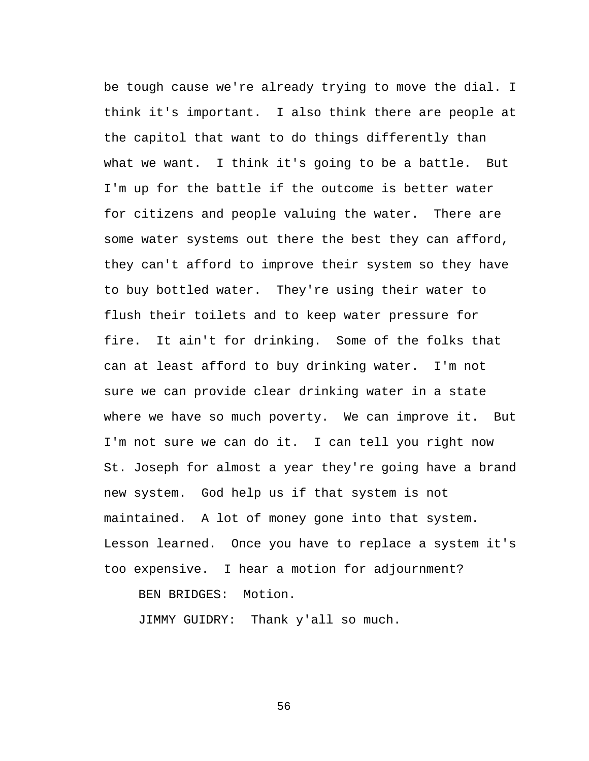be tough cause we're already trying to move the dial. I think it's important. I also think there are people at the capitol that want to do things differently than what we want. I think it's going to be a battle. But I'm up for the battle if the outcome is better water for citizens and people valuing the water. There are some water systems out there the best they can afford, they can't afford to improve their system so they have to buy bottled water. They're using their water to flush their toilets and to keep water pressure for fire. It ain't for drinking. Some of the folks that can at least afford to buy drinking water. I'm not sure we can provide clear drinking water in a state where we have so much poverty. We can improve it. But I'm not sure we can do it. I can tell you right now St. Joseph for almost a year they're going have a brand new system. God help us if that system is not maintained. A lot of money gone into that system. Lesson learned. Once you have to replace a system it's too expensive. I hear a motion for adjournment?

BEN BRIDGES: Motion.

JIMMY GUIDRY: Thank y'all so much.